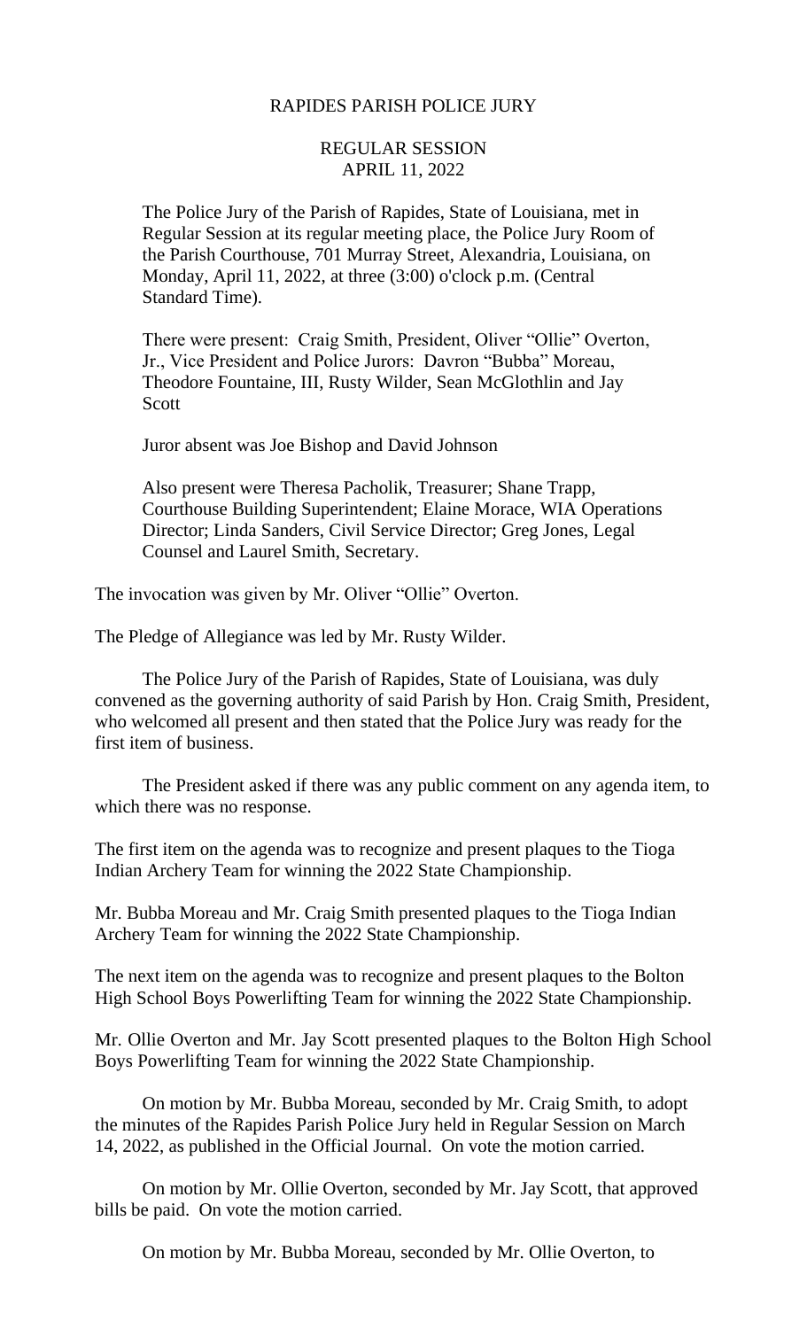RAPIDES PARISH POLICE JURY

REGULAR SESSION
APRIL 11, 2022

The Police Jury of the Parish of Rapides, State of Louisiana, met in Regular Session at its regular meeting place, the Police Jury Room of the Parish Courthouse, 701 Murray Street, Alexandria, Louisiana, on Monday, April 11, 2022, at three (3:00) o'clock p.m. (Central Standard Time).

There were present: Craig Smith, President, Oliver "Ollie" Overton, Jr., Vice President and Police Jurors: Davron "Bubba" Moreau, Theodore Fountaine, III, Rusty Wilder, Sean McGlothlin and Jay Scott

Juror absent was Joe Bishop and David Johnson

Also present were Theresa Pacholik, Treasurer; Shane Trapp, Courthouse Building Superintendent; Elaine Morace, WIA Operations Director; Linda Sanders, Civil Service Director; Greg Jones, Legal Counsel and Laurel Smith, Secretary.

The invocation was given by Mr. Oliver "Ollie" Overton.

The Pledge of Allegiance was led by Mr. Rusty Wilder.

The Police Jury of the Parish of Rapides, State of Louisiana, was duly convened as the governing authority of said Parish by Hon. Craig Smith, President, who welcomed all present and then stated that the Police Jury was ready for the first item of business.

The President asked if there was any public comment on any agenda item, to which there was no response.

The first item on the agenda was to recognize and present plaques to the Tioga Indian Archery Team for winning the 2022 State Championship.

Mr. Bubba Moreau and Mr. Craig Smith presented plaques to the Tioga Indian Archery Team for winning the 2022 State Championship.

The next item on the agenda was to recognize and present plaques to the Bolton High School Boys Powerlifting Team for winning the 2022 State Championship.

Mr. Ollie Overton and Mr. Jay Scott presented plaques to the Bolton High School Boys Powerlifting Team for winning the 2022 State Championship.

On motion by Mr. Bubba Moreau, seconded by Mr. Craig Smith, to adopt the minutes of the Rapides Parish Police Jury held in Regular Session on March 14, 2022, as published in the Official Journal. On vote the motion carried.

On motion by Mr. Ollie Overton, seconded by Mr. Jay Scott, that approved bills be paid. On vote the motion carried.

On motion by Mr. Bubba Moreau, seconded by Mr. Ollie Overton, to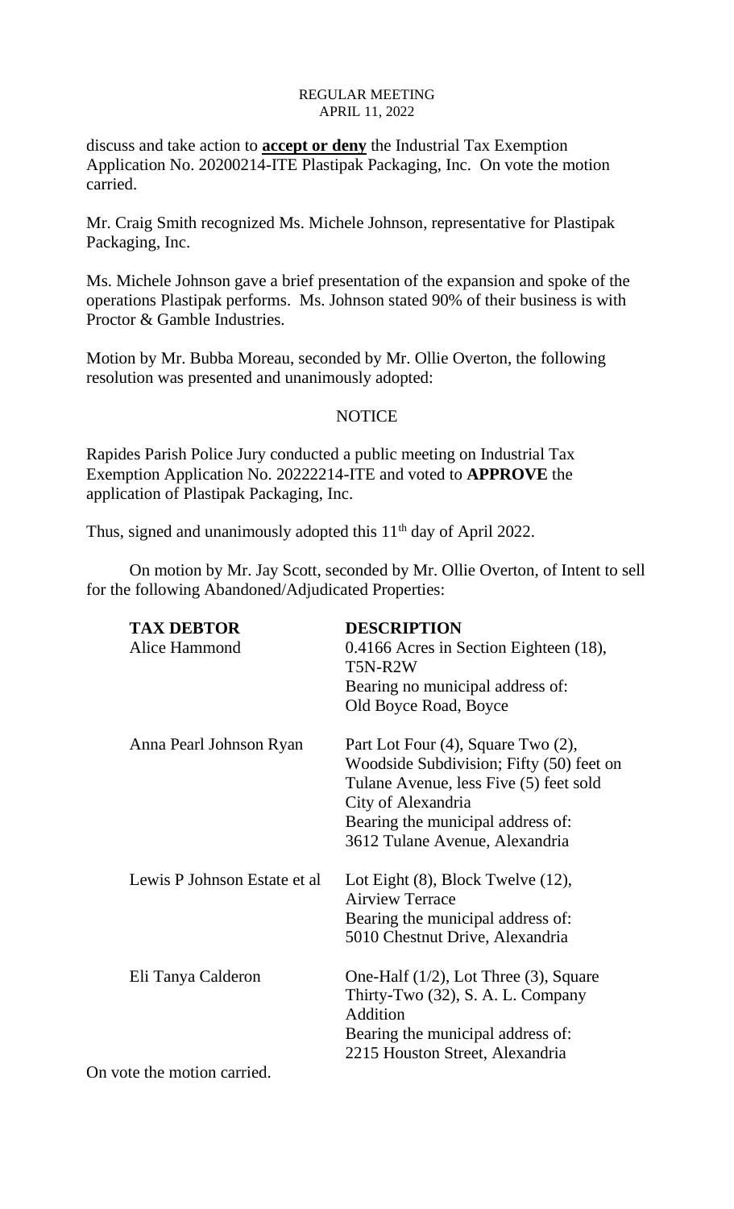discuss and take action to **accept or deny** the Industrial Tax Exemption Application No. 20200214-ITE Plastipak Packaging, Inc. On vote the motion carried.

Mr. Craig Smith recognized Ms. Michele Johnson, representative for Plastipak Packaging, Inc.

Ms. Michele Johnson gave a brief presentation of the expansion and spoke of the operations Plastipak performs. Ms. Johnson stated 90% of their business is with Proctor & Gamble Industries.

Motion by Mr. Bubba Moreau, seconded by Mr. Ollie Overton, the following resolution was presented and unanimously adopted:

NOTICE

Rapides Parish Police Jury conducted a public meeting on Industrial Tax Exemption Application No. 20222214-ITE and voted to **APPROVE** the application of Plastipak Packaging, Inc.

Thus, signed and unanimously adopted this 11th day of April 2022.

On motion by Mr. Jay Scott, seconded by Mr. Ollie Overton, of Intent to sell for the following Abandoned/Adjudicated Properties:

| **TAX DEBTOR** | **DESCRIPTION** |
|---|---|
| Alice Hammond | 0.4166 Acres in Section Eighteen (18), T5N-R2W<br>Bearing no municipal address of:<br>Old Boyce Road, Boyce |
| Anna Pearl Johnson Ryan | Part Lot Four (4), Square Two (2), Woodside Subdivision; Fifty (50) feet on Tulane Avenue, less Five (5) feet sold City of Alexandria<br>Bearing the municipal address of:<br>3612 Tulane Avenue, Alexandria |
| Lewis P Johnson Estate et al | Lot Eight (8), Block Twelve (12), Airview Terrace<br>Bearing the municipal address of:<br>5010 Chestnut Drive, Alexandria |
| Eli Tanya Calderon | One-Half (1/2), Lot Three (3), Square Thirty-Two (32), S. A. L. Company Addition<br>Bearing the municipal address of:<br>2215 Houston Street, Alexandria |

On vote the motion carried.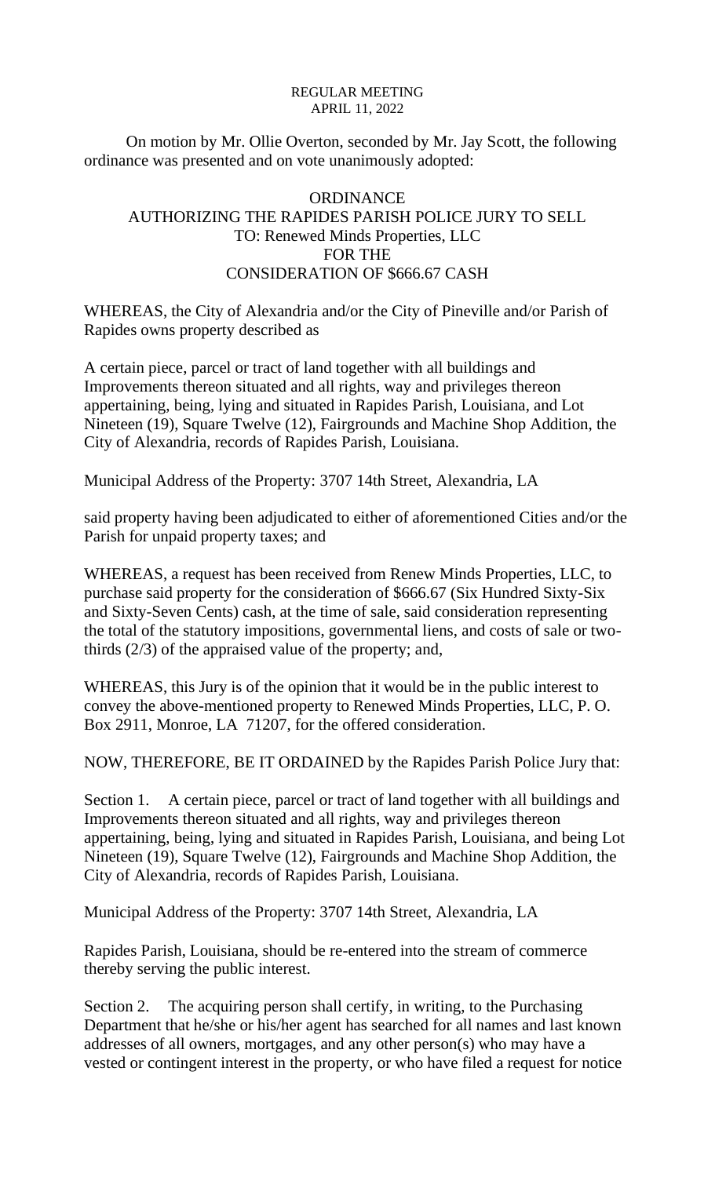REGULAR MEETING
APRIL 11, 2022

On motion by Mr. Ollie Overton, seconded by Mr. Jay Scott, the following ordinance was presented and on vote unanimously adopted:

ORDINANCE
AUTHORIZING THE RAPIDES PARISH POLICE JURY TO SELL
TO: Renewed Minds Properties, LLC
FOR THE
CONSIDERATION OF $666.67 CASH

WHEREAS, the City of Alexandria and/or the City of Pineville and/or Parish of Rapides owns property described as

A certain piece, parcel or tract of land together with all buildings and Improvements thereon situated and all rights, way and privileges thereon appertaining, being, lying and situated in Rapides Parish, Louisiana, and Lot Nineteen (19), Square Twelve (12), Fairgrounds and Machine Shop Addition, the City of Alexandria, records of Rapides Parish, Louisiana.

Municipal Address of the Property: 3707 14th Street, Alexandria, LA

said property having been adjudicated to either of aforementioned Cities and/or the Parish for unpaid property taxes; and

WHEREAS, a request has been received from Renew Minds Properties, LLC, to purchase said property for the consideration of $666.67 (Six Hundred Sixty-Six and Sixty-Seven Cents) cash, at the time of sale, said consideration representing the total of the statutory impositions, governmental liens, and costs of sale or two-thirds (2/3) of the appraised value of the property; and,

WHEREAS, this Jury is of the opinion that it would be in the public interest to convey the above-mentioned property to Renewed Minds Properties, LLC, P. O. Box 2911, Monroe, LA 71207, for the offered consideration.

NOW, THEREFORE, BE IT ORDAINED by the Rapides Parish Police Jury that:

Section 1. A certain piece, parcel or tract of land together with all buildings and Improvements thereon situated and all rights, way and privileges thereon appertaining, being, lying and situated in Rapides Parish, Louisiana, and being Lot Nineteen (19), Square Twelve (12), Fairgrounds and Machine Shop Addition, the City of Alexandria, records of Rapides Parish, Louisiana.

Municipal Address of the Property: 3707 14th Street, Alexandria, LA

Rapides Parish, Louisiana, should be re-entered into the stream of commerce thereby serving the public interest.

Section 2. The acquiring person shall certify, in writing, to the Purchasing Department that he/she or his/her agent has searched for all names and last known addresses of all owners, mortgages, and any other person(s) who may have a vested or contingent interest in the property, or who have filed a request for notice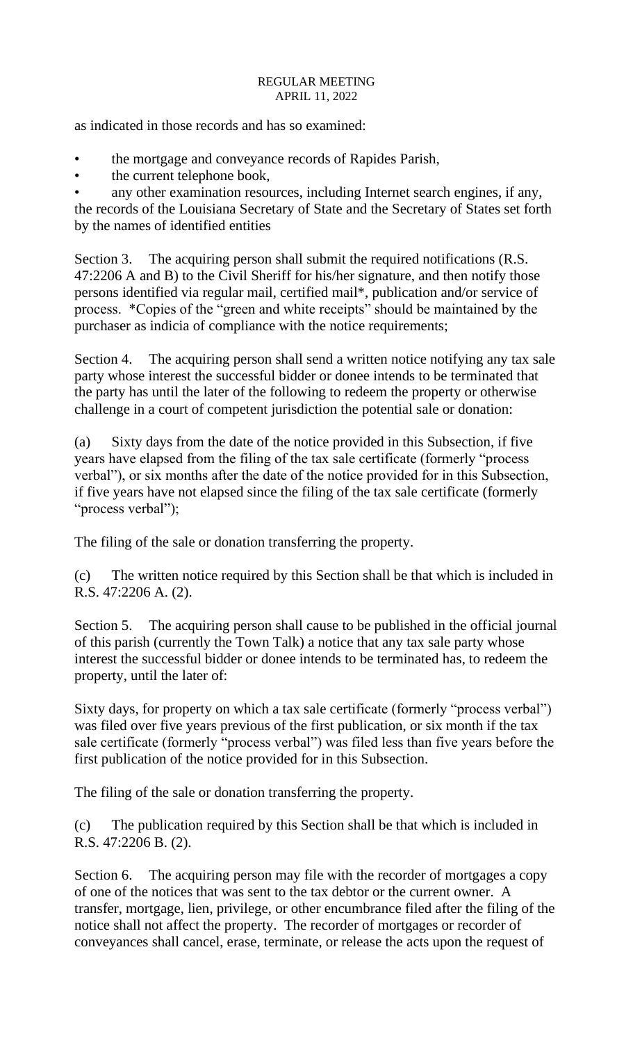as indicated in those records and has so examined:

- the mortgage and conveyance records of Rapides Parish,
- the current telephone book,
- any other examination resources, including Internet search engines, if any, the records of the Louisiana Secretary of State and the Secretary of States set forth by the names of identified entities

Section 3. The acquiring person shall submit the required notifications (R.S. 47:2206 A and B) to the Civil Sheriff for his/her signature, and then notify those persons identified via regular mail, certified mail*, publication and/or service of process. *Copies of the "green and white receipts" should be maintained by the purchaser as indicia of compliance with the notice requirements;

Section 4. The acquiring person shall send a written notice notifying any tax sale party whose interest the successful bidder or donee intends to be terminated that the party has until the later of the following to redeem the property or otherwise challenge in a court of competent jurisdiction the potential sale or donation:

(a) Sixty days from the date of the notice provided in this Subsection, if five years have elapsed from the filing of the tax sale certificate (formerly "process verbal"), or six months after the date of the notice provided for in this Subsection, if five years have not elapsed since the filing of the tax sale certificate (formerly "process verbal");

The filing of the sale or donation transferring the property.

(c) The written notice required by this Section shall be that which is included in R.S. 47:2206 A. (2).

Section 5. The acquiring person shall cause to be published in the official journal of this parish (currently the Town Talk) a notice that any tax sale party whose interest the successful bidder or donee intends to be terminated has, to redeem the property, until the later of:

Sixty days, for property on which a tax sale certificate (formerly "process verbal") was filed over five years previous of the first publication, or six month if the tax sale certificate (formerly "process verbal") was filed less than five years before the first publication of the notice provided for in this Subsection.

The filing of the sale or donation transferring the property.

(c) The publication required by this Section shall be that which is included in R.S. 47:2206 B. (2).

Section 6. The acquiring person may file with the recorder of mortgages a copy of one of the notices that was sent to the tax debtor or the current owner. A transfer, mortgage, lien, privilege, or other encumbrance filed after the filing of the notice shall not affect the property. The recorder of mortgages or recorder of conveyances shall cancel, erase, terminate, or release the acts upon the request of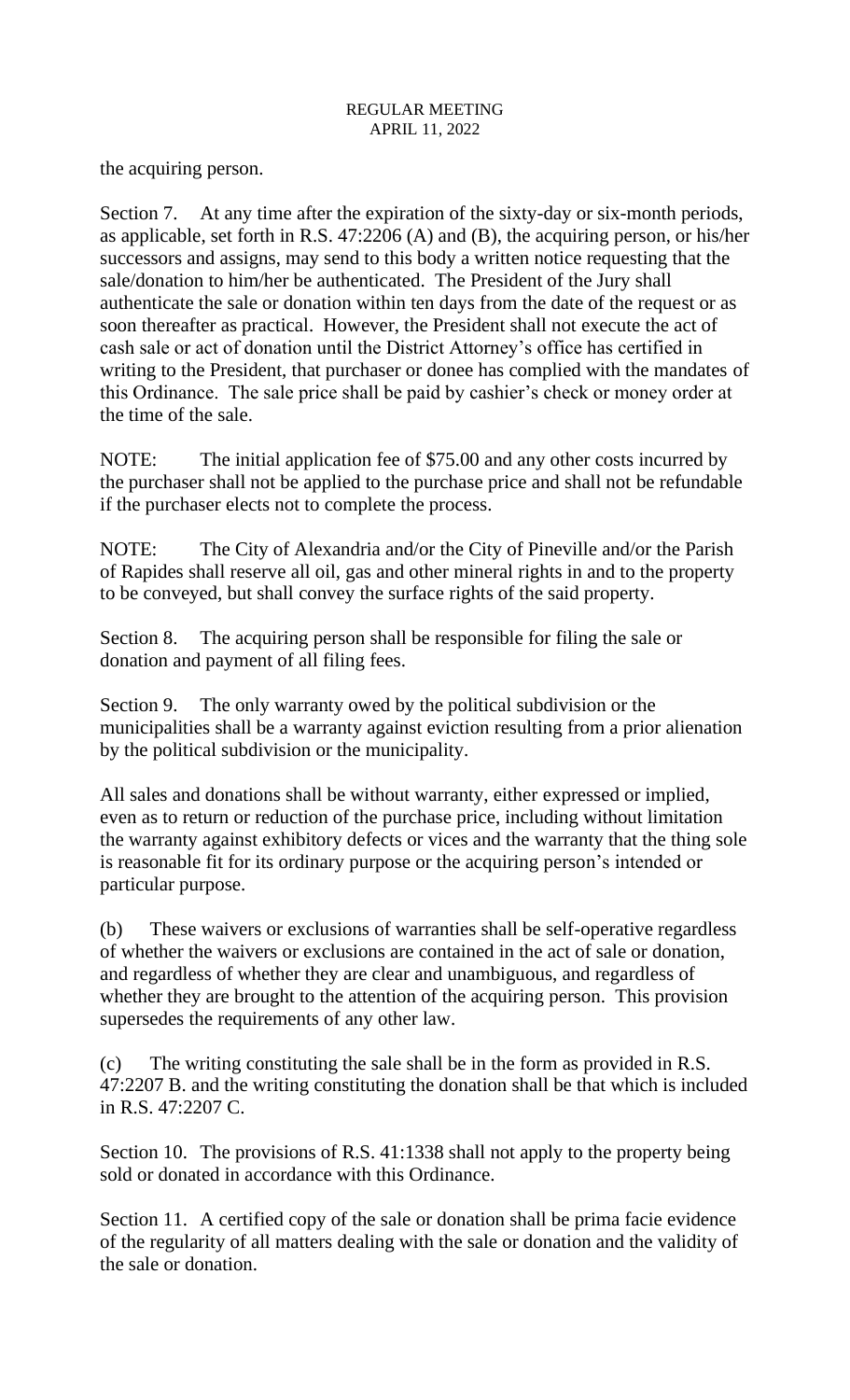the acquiring person.

Section 7. At any time after the expiration of the sixty-day or six-month periods, as applicable, set forth in R.S. 47:2206 (A) and (B), the acquiring person, or his/her successors and assigns, may send to this body a written notice requesting that the sale/donation to him/her be authenticated. The President of the Jury shall authenticate the sale or donation within ten days from the date of the request or as soon thereafter as practical. However, the President shall not execute the act of cash sale or act of donation until the District Attorney's office has certified in writing to the President, that purchaser or donee has complied with the mandates of this Ordinance. The sale price shall be paid by cashier's check or money order at the time of the sale.

NOTE: The initial application fee of $75.00 and any other costs incurred by the purchaser shall not be applied to the purchase price and shall not be refundable if the purchaser elects not to complete the process.

NOTE: The City of Alexandria and/or the City of Pineville and/or the Parish of Rapides shall reserve all oil, gas and other mineral rights in and to the property to be conveyed, but shall convey the surface rights of the said property.

Section 8. The acquiring person shall be responsible for filing the sale or donation and payment of all filing fees.

Section 9. The only warranty owed by the political subdivision or the municipalities shall be a warranty against eviction resulting from a prior alienation by the political subdivision or the municipality.

All sales and donations shall be without warranty, either expressed or implied, even as to return or reduction of the purchase price, including without limitation the warranty against exhibitory defects or vices and the warranty that the thing sole is reasonable fit for its ordinary purpose or the acquiring person's intended or particular purpose.

(b) These waivers or exclusions of warranties shall be self-operative regardless of whether the waivers or exclusions are contained in the act of sale or donation, and regardless of whether they are clear and unambiguous, and regardless of whether they are brought to the attention of the acquiring person. This provision supersedes the requirements of any other law.

(c) The writing constituting the sale shall be in the form as provided in R.S. 47:2207 B. and the writing constituting the donation shall be that which is included in R.S. 47:2207 C.

Section 10. The provisions of R.S. 41:1338 shall not apply to the property being sold or donated in accordance with this Ordinance.

Section 11. A certified copy of the sale or donation shall be prima facie evidence of the regularity of all matters dealing with the sale or donation and the validity of the sale or donation.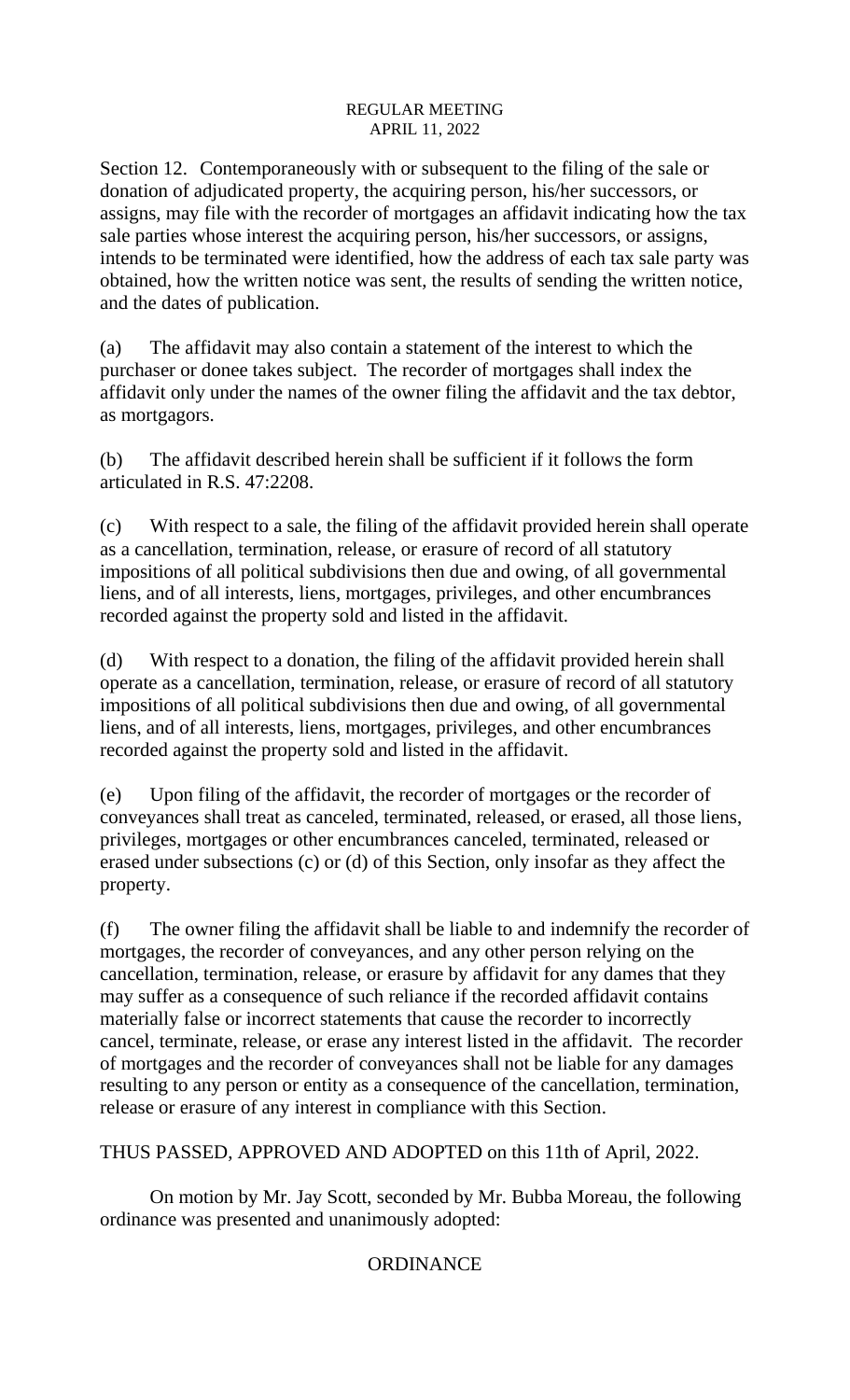Section 12. Contemporaneously with or subsequent to the filing of the sale or donation of adjudicated property, the acquiring person, his/her successors, or assigns, may file with the recorder of mortgages an affidavit indicating how the tax sale parties whose interest the acquiring person, his/her successors, or assigns, intends to be terminated were identified, how the address of each tax sale party was obtained, how the written notice was sent, the results of sending the written notice, and the dates of publication.

(a) The affidavit may also contain a statement of the interest to which the purchaser or donee takes subject. The recorder of mortgages shall index the affidavit only under the names of the owner filing the affidavit and the tax debtor, as mortgagors.

(b) The affidavit described herein shall be sufficient if it follows the form articulated in R.S. 47:2208.

(c) With respect to a sale, the filing of the affidavit provided herein shall operate as a cancellation, termination, release, or erasure of record of all statutory impositions of all political subdivisions then due and owing, of all governmental liens, and of all interests, liens, mortgages, privileges, and other encumbrances recorded against the property sold and listed in the affidavit.

(d) With respect to a donation, the filing of the affidavit provided herein shall operate as a cancellation, termination, release, or erasure of record of all statutory impositions of all political subdivisions then due and owing, of all governmental liens, and of all interests, liens, mortgages, privileges, and other encumbrances recorded against the property sold and listed in the affidavit.

(e) Upon filing of the affidavit, the recorder of mortgages or the recorder of conveyances shall treat as canceled, terminated, released, or erased, all those liens, privileges, mortgages or other encumbrances canceled, terminated, released or erased under subsections (c) or (d) of this Section, only insofar as they affect the property.

(f) The owner filing the affidavit shall be liable to and indemnify the recorder of mortgages, the recorder of conveyances, and any other person relying on the cancellation, termination, release, or erasure by affidavit for any dames that they may suffer as a consequence of such reliance if the recorded affidavit contains materially false or incorrect statements that cause the recorder to incorrectly cancel, terminate, release, or erase any interest listed in the affidavit. The recorder of mortgages and the recorder of conveyances shall not be liable for any damages resulting to any person or entity as a consequence of the cancellation, termination, release or erasure of any interest in compliance with this Section.

THUS PASSED, APPROVED AND ADOPTED on this 11th of April, 2022.

On motion by Mr. Jay Scott, seconded by Mr. Bubba Moreau, the following ordinance was presented and unanimously adopted:

ORDINANCE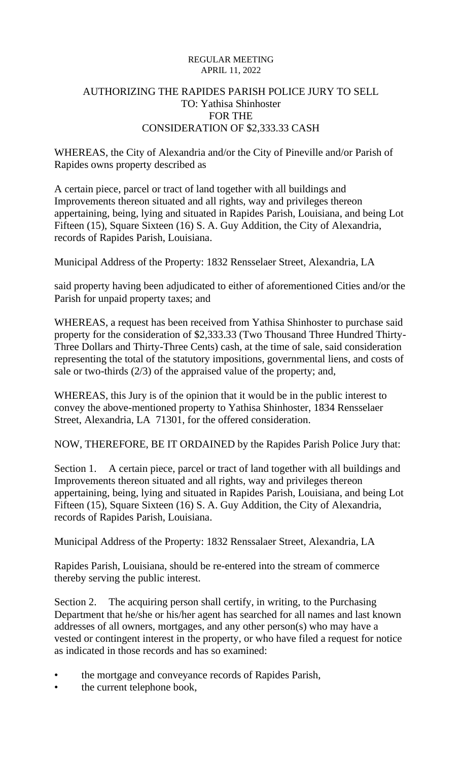REGULAR MEETING
APRIL 11, 2022

AUTHORIZING THE RAPIDES PARISH POLICE JURY TO SELL
TO: Yathisa Shinhoster
FOR THE
CONSIDERATION OF $2,333.33 CASH

WHEREAS, the City of Alexandria and/or the City of Pineville and/or Parish of Rapides owns property described as

A certain piece, parcel or tract of land together with all buildings and Improvements thereon situated and all rights, way and privileges thereon appertaining, being, lying and situated in Rapides Parish, Louisiana, and being Lot Fifteen (15), Square Sixteen (16) S. A. Guy Addition, the City of Alexandria, records of Rapides Parish, Louisiana.

Municipal Address of the Property: 1832 Rensselaer Street, Alexandria, LA

said property having been adjudicated to either of aforementioned Cities and/or the Parish for unpaid property taxes; and

WHEREAS, a request has been received from Yathisa Shinhoster to purchase said property for the consideration of $2,333.33 (Two Thousand Three Hundred Thirty-Three Dollars and Thirty-Three Cents) cash, at the time of sale, said consideration representing the total of the statutory impositions, governmental liens, and costs of sale or two-thirds (2/3) of the appraised value of the property; and,

WHEREAS, this Jury is of the opinion that it would be in the public interest to convey the above-mentioned property to Yathisa Shinhoster, 1834 Rensselaer Street, Alexandria, LA 71301, for the offered consideration.

NOW, THEREFORE, BE IT ORDAINED by the Rapides Parish Police Jury that:

Section 1. A certain piece, parcel or tract of land together with all buildings and Improvements thereon situated and all rights, way and privileges thereon appertaining, being, lying and situated in Rapides Parish, Louisiana, and being Lot Fifteen (15), Square Sixteen (16) S. A. Guy Addition, the City of Alexandria, records of Rapides Parish, Louisiana.

Municipal Address of the Property: 1832 Renssalaer Street, Alexandria, LA

Rapides Parish, Louisiana, should be re-entered into the stream of commerce thereby serving the public interest.

Section 2. The acquiring person shall certify, in writing, to the Purchasing Department that he/she or his/her agent has searched for all names and last known addresses of all owners, mortgages, and any other person(s) who may have a vested or contingent interest in the property, or who have filed a request for notice as indicated in those records and has so examined:

- the mortgage and conveyance records of Rapides Parish,
- the current telephone book,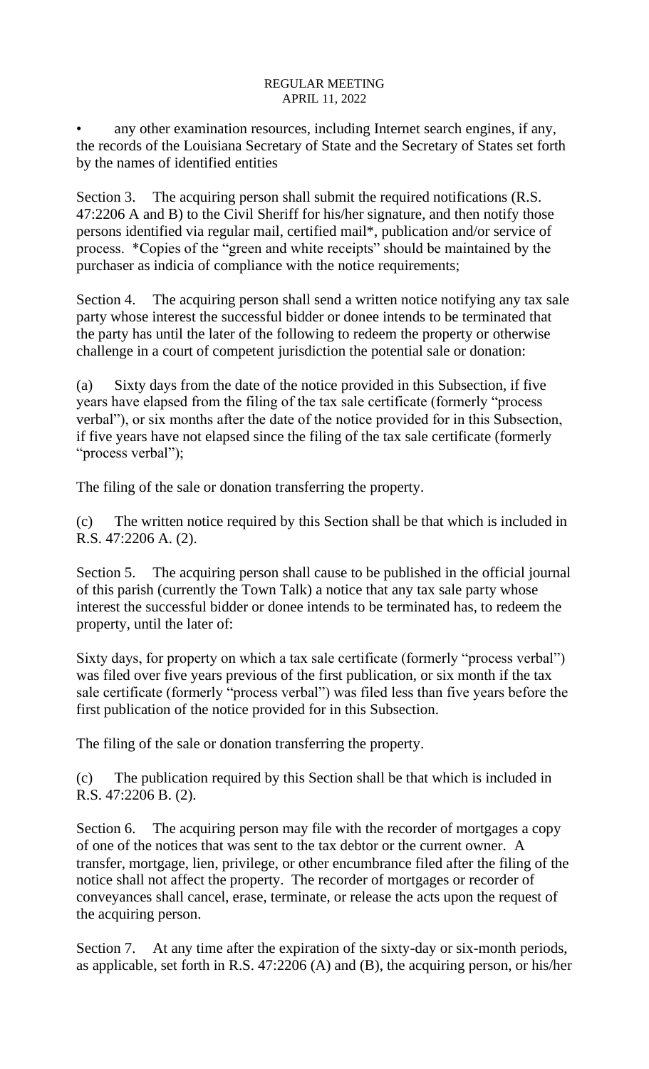- any other examination resources, including Internet search engines, if any, the records of the Louisiana Secretary of State and the Secretary of States set forth by the names of identified entities

Section 3. The acquiring person shall submit the required notifications (R.S. 47:2206 A and B) to the Civil Sheriff for his/her signature, and then notify those persons identified via regular mail, certified mail*, publication and/or service of process. *Copies of the "green and white receipts" should be maintained by the purchaser as indicia of compliance with the notice requirements;

Section 4. The acquiring person shall send a written notice notifying any tax sale party whose interest the successful bidder or donee intends to be terminated that the party has until the later of the following to redeem the property or otherwise challenge in a court of competent jurisdiction the potential sale or donation:

(a) Sixty days from the date of the notice provided in this Subsection, if five years have elapsed from the filing of the tax sale certificate (formerly "process verbal"), or six months after the date of the notice provided for in this Subsection, if five years have not elapsed since the filing of the tax sale certificate (formerly "process verbal");

The filing of the sale or donation transferring the property.

(c) The written notice required by this Section shall be that which is included in R.S. 47:2206 A. (2).

Section 5. The acquiring person shall cause to be published in the official journal of this parish (currently the Town Talk) a notice that any tax sale party whose interest the successful bidder or donee intends to be terminated has, to redeem the property, until the later of:

Sixty days, for property on which a tax sale certificate (formerly "process verbal") was filed over five years previous of the first publication, or six month if the tax sale certificate (formerly "process verbal") was filed less than five years before the first publication of the notice provided for in this Subsection.

The filing of the sale or donation transferring the property.

(c) The publication required by this Section shall be that which is included in R.S. 47:2206 B. (2).

Section 6. The acquiring person may file with the recorder of mortgages a copy of one of the notices that was sent to the tax debtor or the current owner. A transfer, mortgage, lien, privilege, or other encumbrance filed after the filing of the notice shall not affect the property. The recorder of mortgages or recorder of conveyances shall cancel, erase, terminate, or release the acts upon the request of the acquiring person.

Section 7. At any time after the expiration of the sixty-day or six-month periods, as applicable, set forth in R.S. 47:2206 (A) and (B), the acquiring person, or his/her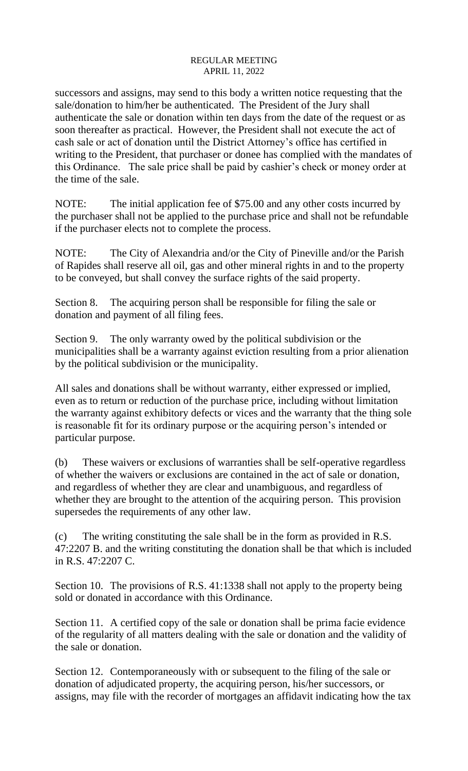successors and assigns, may send to this body a written notice requesting that the sale/donation to him/her be authenticated. The President of the Jury shall authenticate the sale or donation within ten days from the date of the request or as soon thereafter as practical. However, the President shall not execute the act of cash sale or act of donation until the District Attorney's office has certified in writing to the President, that purchaser or donee has complied with the mandates of this Ordinance. The sale price shall be paid by cashier's check or money order at the time of the sale.

NOTE: The initial application fee of $75.00 and any other costs incurred by the purchaser shall not be applied to the purchase price and shall not be refundable if the purchaser elects not to complete the process.

NOTE: The City of Alexandria and/or the City of Pineville and/or the Parish of Rapides shall reserve all oil, gas and other mineral rights in and to the property to be conveyed, but shall convey the surface rights of the said property.

Section 8. The acquiring person shall be responsible for filing the sale or donation and payment of all filing fees.

Section 9. The only warranty owed by the political subdivision or the municipalities shall be a warranty against eviction resulting from a prior alienation by the political subdivision or the municipality.

All sales and donations shall be without warranty, either expressed or implied, even as to return or reduction of the purchase price, including without limitation the warranty against exhibitory defects or vices and the warranty that the thing sole is reasonable fit for its ordinary purpose or the acquiring person's intended or particular purpose.

(b) These waivers or exclusions of warranties shall be self-operative regardless of whether the waivers or exclusions are contained in the act of sale or donation, and regardless of whether they are clear and unambiguous, and regardless of whether they are brought to the attention of the acquiring person. This provision supersedes the requirements of any other law.

(c) The writing constituting the sale shall be in the form as provided in R.S. 47:2207 B. and the writing constituting the donation shall be that which is included in R.S. 47:2207 C.

Section 10. The provisions of R.S. 41:1338 shall not apply to the property being sold or donated in accordance with this Ordinance.

Section 11. A certified copy of the sale or donation shall be prima facie evidence of the regularity of all matters dealing with the sale or donation and the validity of the sale or donation.

Section 12. Contemporaneously with or subsequent to the filing of the sale or donation of adjudicated property, the acquiring person, his/her successors, or assigns, may file with the recorder of mortgages an affidavit indicating how the tax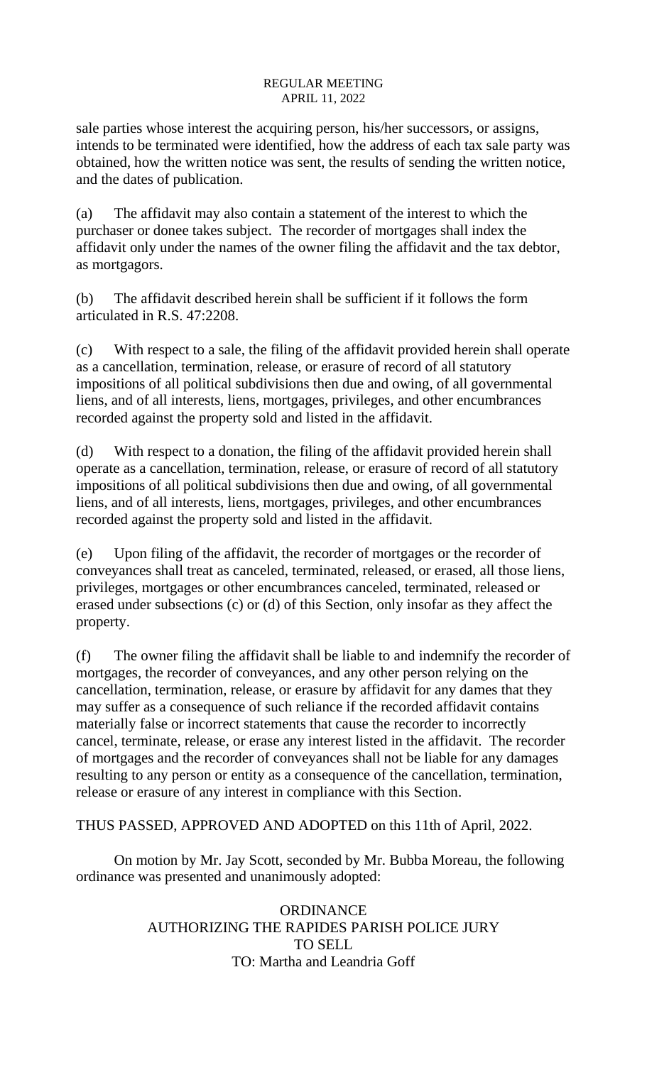sale parties whose interest the acquiring person, his/her successors, or assigns, intends to be terminated were identified, how the address of each tax sale party was obtained, how the written notice was sent, the results of sending the written notice, and the dates of publication.

(a) The affidavit may also contain a statement of the interest to which the purchaser or donee takes subject. The recorder of mortgages shall index the affidavit only under the names of the owner filing the affidavit and the tax debtor, as mortgagors.

(b) The affidavit described herein shall be sufficient if it follows the form articulated in R.S. 47:2208.

(c) With respect to a sale, the filing of the affidavit provided herein shall operate as a cancellation, termination, release, or erasure of record of all statutory impositions of all political subdivisions then due and owing, of all governmental liens, and of all interests, liens, mortgages, privileges, and other encumbrances recorded against the property sold and listed in the affidavit.

(d) With respect to a donation, the filing of the affidavit provided herein shall operate as a cancellation, termination, release, or erasure of record of all statutory impositions of all political subdivisions then due and owing, of all governmental liens, and of all interests, liens, mortgages, privileges, and other encumbrances recorded against the property sold and listed in the affidavit.

(e) Upon filing of the affidavit, the recorder of mortgages or the recorder of conveyances shall treat as canceled, terminated, released, or erased, all those liens, privileges, mortgages or other encumbrances canceled, terminated, released or erased under subsections (c) or (d) of this Section, only insofar as they affect the property.

(f) The owner filing the affidavit shall be liable to and indemnify the recorder of mortgages, the recorder of conveyances, and any other person relying on the cancellation, termination, release, or erasure by affidavit for any dames that they may suffer as a consequence of such reliance if the recorded affidavit contains materially false or incorrect statements that cause the recorder to incorrectly cancel, terminate, release, or erase any interest listed in the affidavit. The recorder of mortgages and the recorder of conveyances shall not be liable for any damages resulting to any person or entity as a consequence of the cancellation, termination, release or erasure of any interest in compliance with this Section.

THUS PASSED, APPROVED AND ADOPTED on this 11th of April, 2022.

On motion by Mr. Jay Scott, seconded by Mr. Bubba Moreau, the following ordinance was presented and unanimously adopted:

ORDINANCE
AUTHORIZING THE RAPIDES PARISH POLICE JURY
TO SELL
TO: Martha and Leandria Goff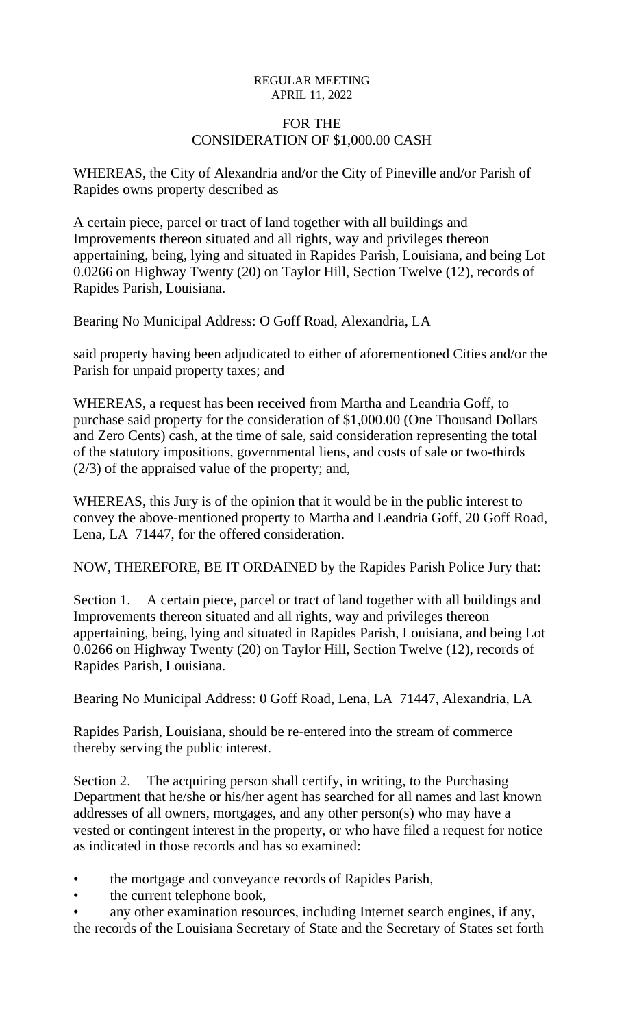REGULAR MEETING
APRIL 11, 2022

FOR THE
CONSIDERATION OF $1,000.00 CASH

WHEREAS, the City of Alexandria and/or the City of Pineville and/or Parish of Rapides owns property described as

A certain piece, parcel or tract of land together with all buildings and Improvements thereon situated and all rights, way and privileges thereon appertaining, being, lying and situated in Rapides Parish, Louisiana, and being Lot 0.0266 on Highway Twenty (20) on Taylor Hill, Section Twelve (12), records of Rapides Parish, Louisiana.

Bearing No Municipal Address: O Goff Road, Alexandria, LA

said property having been adjudicated to either of aforementioned Cities and/or the Parish for unpaid property taxes; and

WHEREAS, a request has been received from Martha and Leandria Goff, to purchase said property for the consideration of $1,000.00 (One Thousand Dollars and Zero Cents) cash, at the time of sale, said consideration representing the total of the statutory impositions, governmental liens, and costs of sale or two-thirds (2/3) of the appraised value of the property; and,

WHEREAS, this Jury is of the opinion that it would be in the public interest to convey the above-mentioned property to Martha and Leandria Goff, 20 Goff Road, Lena, LA 71447, for the offered consideration.

NOW, THEREFORE, BE IT ORDAINED by the Rapides Parish Police Jury that:

Section 1. A certain piece, parcel or tract of land together with all buildings and Improvements thereon situated and all rights, way and privileges thereon appertaining, being, lying and situated in Rapides Parish, Louisiana, and being Lot 0.0266 on Highway Twenty (20) on Taylor Hill, Section Twelve (12), records of Rapides Parish, Louisiana.

Bearing No Municipal Address: 0 Goff Road, Lena, LA 71447, Alexandria, LA

Rapides Parish, Louisiana, should be re-entered into the stream of commerce thereby serving the public interest.

Section 2. The acquiring person shall certify, in writing, to the Purchasing Department that he/she or his/her agent has searched for all names and last known addresses of all owners, mortgages, and any other person(s) who may have a vested or contingent interest in the property, or who have filed a request for notice as indicated in those records and has so examined:

- the mortgage and conveyance records of Rapides Parish,
- the current telephone book,
- any other examination resources, including Internet search engines, if any, the records of the Louisiana Secretary of State and the Secretary of States set forth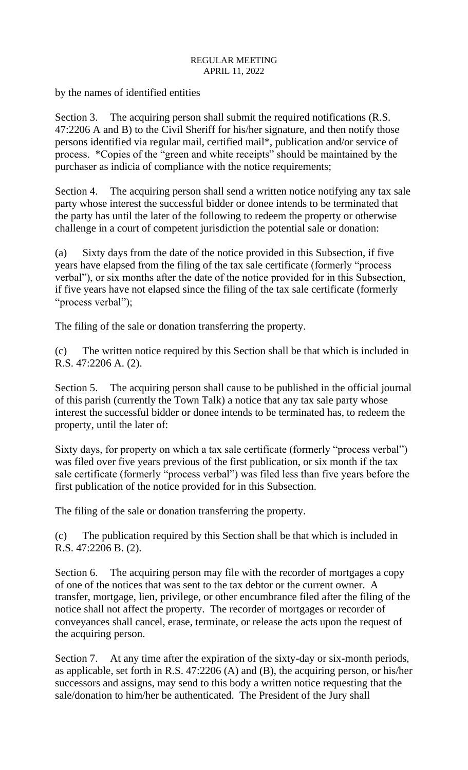by the names of identified entities

Section 3. The acquiring person shall submit the required notifications (R.S. 47:2206 A and B) to the Civil Sheriff for his/her signature, and then notify those persons identified via regular mail, certified mail*, publication and/or service of process. *Copies of the "green and white receipts" should be maintained by the purchaser as indicia of compliance with the notice requirements;

Section 4. The acquiring person shall send a written notice notifying any tax sale party whose interest the successful bidder or donee intends to be terminated that the party has until the later of the following to redeem the property or otherwise challenge in a court of competent jurisdiction the potential sale or donation:

(a) Sixty days from the date of the notice provided in this Subsection, if five years have elapsed from the filing of the tax sale certificate (formerly "process verbal"), or six months after the date of the notice provided for in this Subsection, if five years have not elapsed since the filing of the tax sale certificate (formerly "process verbal");

The filing of the sale or donation transferring the property.

(c) The written notice required by this Section shall be that which is included in R.S. 47:2206 A. (2).

Section 5. The acquiring person shall cause to be published in the official journal of this parish (currently the Town Talk) a notice that any tax sale party whose interest the successful bidder or donee intends to be terminated has, to redeem the property, until the later of:

Sixty days, for property on which a tax sale certificate (formerly "process verbal") was filed over five years previous of the first publication, or six month if the tax sale certificate (formerly "process verbal") was filed less than five years before the first publication of the notice provided for in this Subsection.

The filing of the sale or donation transferring the property.

(c) The publication required by this Section shall be that which is included in R.S. 47:2206 B. (2).

Section 6. The acquiring person may file with the recorder of mortgages a copy of one of the notices that was sent to the tax debtor or the current owner. A transfer, mortgage, lien, privilege, or other encumbrance filed after the filing of the notice shall not affect the property. The recorder of mortgages or recorder of conveyances shall cancel, erase, terminate, or release the acts upon the request of the acquiring person.

Section 7. At any time after the expiration of the sixty-day or six-month periods, as applicable, set forth in R.S. 47:2206 (A) and (B), the acquiring person, or his/her successors and assigns, may send to this body a written notice requesting that the sale/donation to him/her be authenticated. The President of the Jury shall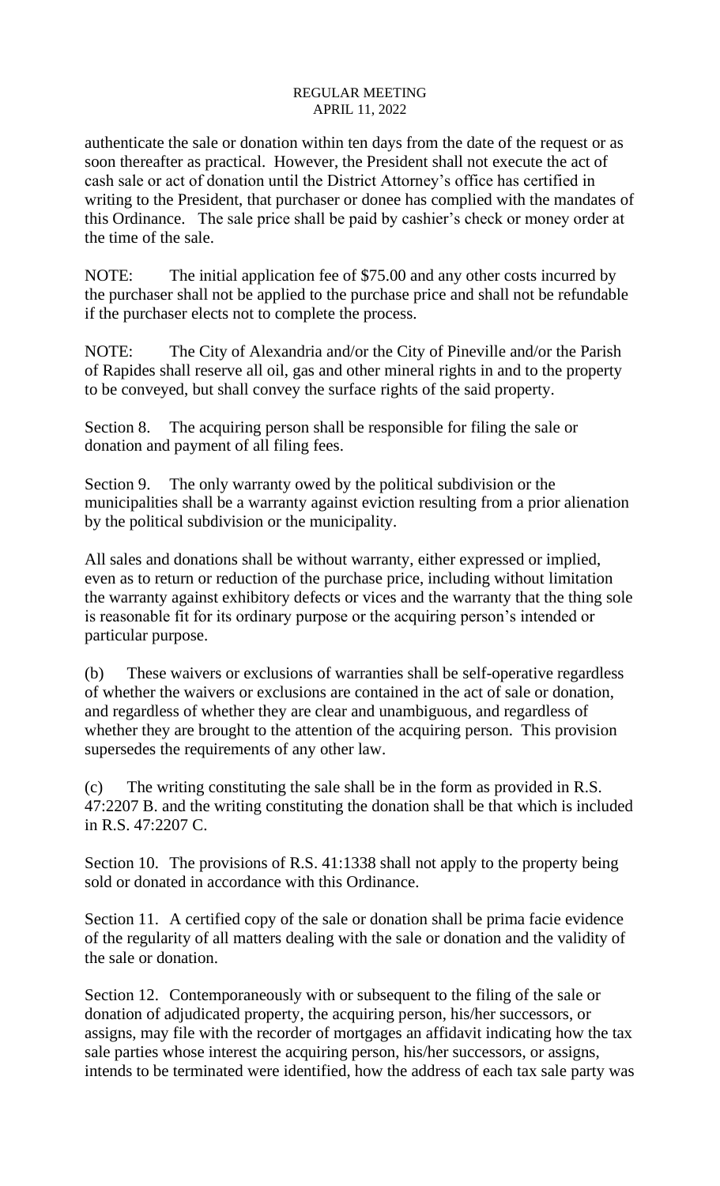authenticate the sale or donation within ten days from the date of the request or as soon thereafter as practical. However, the President shall not execute the act of cash sale or act of donation until the District Attorney's office has certified in writing to the President, that purchaser or donee has complied with the mandates of this Ordinance. The sale price shall be paid by cashier's check or money order at the time of the sale.

NOTE: The initial application fee of $75.00 and any other costs incurred by the purchaser shall not be applied to the purchase price and shall not be refundable if the purchaser elects not to complete the process.

NOTE: The City of Alexandria and/or the City of Pineville and/or the Parish of Rapides shall reserve all oil, gas and other mineral rights in and to the property to be conveyed, but shall convey the surface rights of the said property.

Section 8. The acquiring person shall be responsible for filing the sale or donation and payment of all filing fees.

Section 9. The only warranty owed by the political subdivision or the municipalities shall be a warranty against eviction resulting from a prior alienation by the political subdivision or the municipality.

All sales and donations shall be without warranty, either expressed or implied, even as to return or reduction of the purchase price, including without limitation the warranty against exhibitory defects or vices and the warranty that the thing sole is reasonable fit for its ordinary purpose or the acquiring person's intended or particular purpose.

(b) These waivers or exclusions of warranties shall be self-operative regardless of whether the waivers or exclusions are contained in the act of sale or donation, and regardless of whether they are clear and unambiguous, and regardless of whether they are brought to the attention of the acquiring person. This provision supersedes the requirements of any other law.

(c) The writing constituting the sale shall be in the form as provided in R.S. 47:2207 B. and the writing constituting the donation shall be that which is included in R.S. 47:2207 C.

Section 10. The provisions of R.S. 41:1338 shall not apply to the property being sold or donated in accordance with this Ordinance.

Section 11. A certified copy of the sale or donation shall be prima facie evidence of the regularity of all matters dealing with the sale or donation and the validity of the sale or donation.

Section 12. Contemporaneously with or subsequent to the filing of the sale or donation of adjudicated property, the acquiring person, his/her successors, or assigns, may file with the recorder of mortgages an affidavit indicating how the tax sale parties whose interest the acquiring person, his/her successors, or assigns, intends to be terminated were identified, how the address of each tax sale party was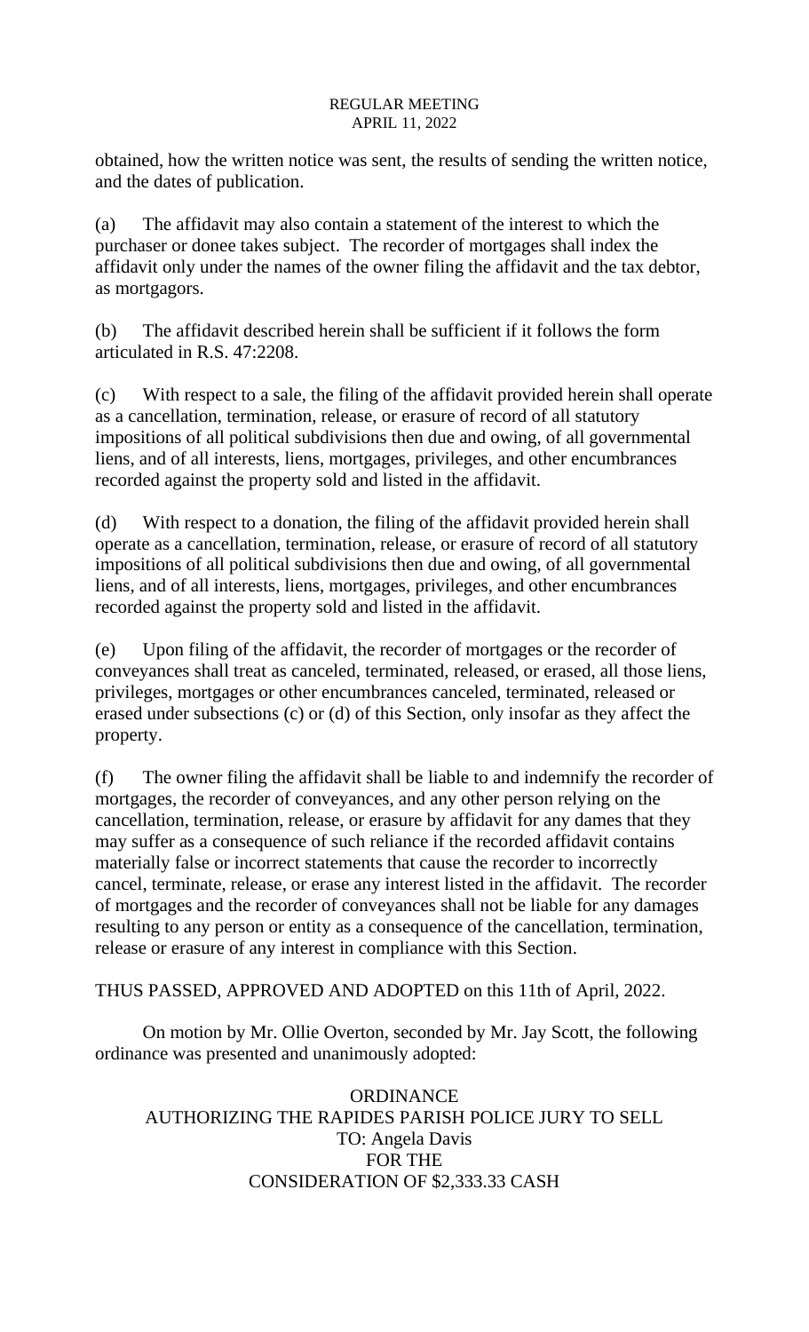obtained, how the written notice was sent, the results of sending the written notice, and the dates of publication.

(a) The affidavit may also contain a statement of the interest to which the purchaser or donee takes subject. The recorder of mortgages shall index the affidavit only under the names of the owner filing the affidavit and the tax debtor, as mortgagors.

(b) The affidavit described herein shall be sufficient if it follows the form articulated in R.S. 47:2208.

(c) With respect to a sale, the filing of the affidavit provided herein shall operate as a cancellation, termination, release, or erasure of record of all statutory impositions of all political subdivisions then due and owing, of all governmental liens, and of all interests, liens, mortgages, privileges, and other encumbrances recorded against the property sold and listed in the affidavit.

(d) With respect to a donation, the filing of the affidavit provided herein shall operate as a cancellation, termination, release, or erasure of record of all statutory impositions of all political subdivisions then due and owing, of all governmental liens, and of all interests, liens, mortgages, privileges, and other encumbrances recorded against the property sold and listed in the affidavit.

(e) Upon filing of the affidavit, the recorder of mortgages or the recorder of conveyances shall treat as canceled, terminated, released, or erased, all those liens, privileges, mortgages or other encumbrances canceled, terminated, released or erased under subsections (c) or (d) of this Section, only insofar as they affect the property.

(f) The owner filing the affidavit shall be liable to and indemnify the recorder of mortgages, the recorder of conveyances, and any other person relying on the cancellation, termination, release, or erasure by affidavit for any dames that they may suffer as a consequence of such reliance if the recorded affidavit contains materially false or incorrect statements that cause the recorder to incorrectly cancel, terminate, release, or erase any interest listed in the affidavit. The recorder of mortgages and the recorder of conveyances shall not be liable for any damages resulting to any person or entity as a consequence of the cancellation, termination, release or erasure of any interest in compliance with this Section.

THUS PASSED, APPROVED AND ADOPTED on this 11th of April, 2022.

On motion by Mr. Ollie Overton, seconded by Mr. Jay Scott, the following ordinance was presented and unanimously adopted:

ORDINANCE
AUTHORIZING THE RAPIDES PARISH POLICE JURY TO SELL
TO: Angela Davis
FOR THE
CONSIDERATION OF $2,333.33 CASH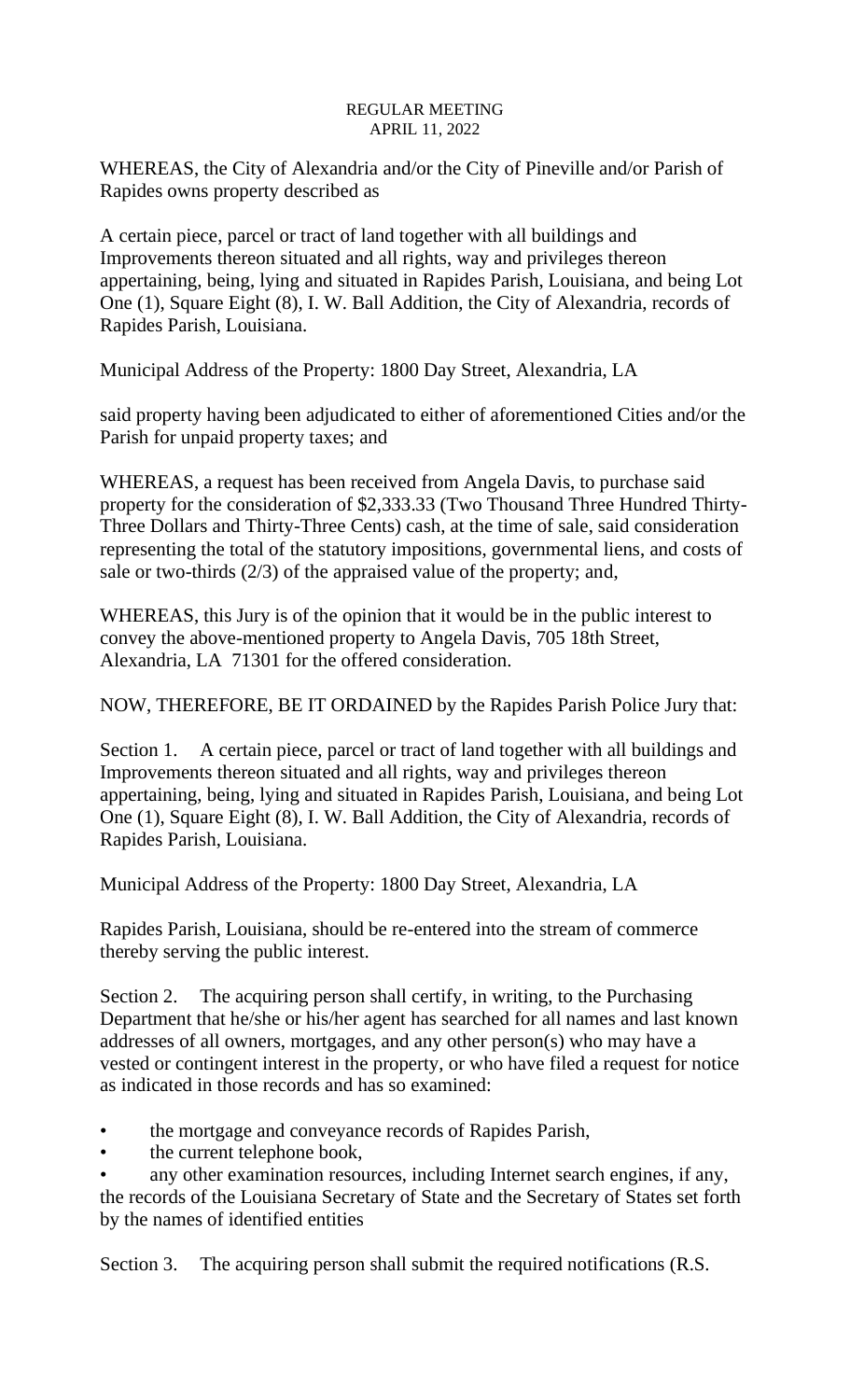REGULAR MEETING
APRIL 11, 2022

WHEREAS, the City of Alexandria and/or the City of Pineville and/or Parish of Rapides owns property described as

A certain piece, parcel or tract of land together with all buildings and Improvements thereon situated and all rights, way and privileges thereon appertaining, being, lying and situated in Rapides Parish, Louisiana, and being Lot One (1), Square Eight (8), I. W. Ball Addition, the City of Alexandria, records of Rapides Parish, Louisiana.

Municipal Address of the Property: 1800 Day Street, Alexandria, LA

said property having been adjudicated to either of aforementioned Cities and/or the Parish for unpaid property taxes; and

WHEREAS, a request has been received from Angela Davis, to purchase said property for the consideration of $2,333.33 (Two Thousand Three Hundred Thirty-Three Dollars and Thirty-Three Cents) cash, at the time of sale, said consideration representing the total of the statutory impositions, governmental liens, and costs of sale or two-thirds (2/3) of the appraised value of the property; and,

WHEREAS, this Jury is of the opinion that it would be in the public interest to convey the above-mentioned property to Angela Davis, 705 18th Street, Alexandria, LA 71301 for the offered consideration.

NOW, THEREFORE, BE IT ORDAINED by the Rapides Parish Police Jury that:

Section 1. A certain piece, parcel or tract of land together with all buildings and Improvements thereon situated and all rights, way and privileges thereon appertaining, being, lying and situated in Rapides Parish, Louisiana, and being Lot One (1), Square Eight (8), I. W. Ball Addition, the City of Alexandria, records of Rapides Parish, Louisiana.

Municipal Address of the Property: 1800 Day Street, Alexandria, LA

Rapides Parish, Louisiana, should be re-entered into the stream of commerce thereby serving the public interest.

Section 2. The acquiring person shall certify, in writing, to the Purchasing Department that he/she or his/her agent has searched for all names and last known addresses of all owners, mortgages, and any other person(s) who may have a vested or contingent interest in the property, or who have filed a request for notice as indicated in those records and has so examined:

- the mortgage and conveyance records of Rapides Parish,
- the current telephone book,
- any other examination resources, including Internet search engines, if any, the records of the Louisiana Secretary of State and the Secretary of States set forth by the names of identified entities

Section 3. The acquiring person shall submit the required notifications (R.S.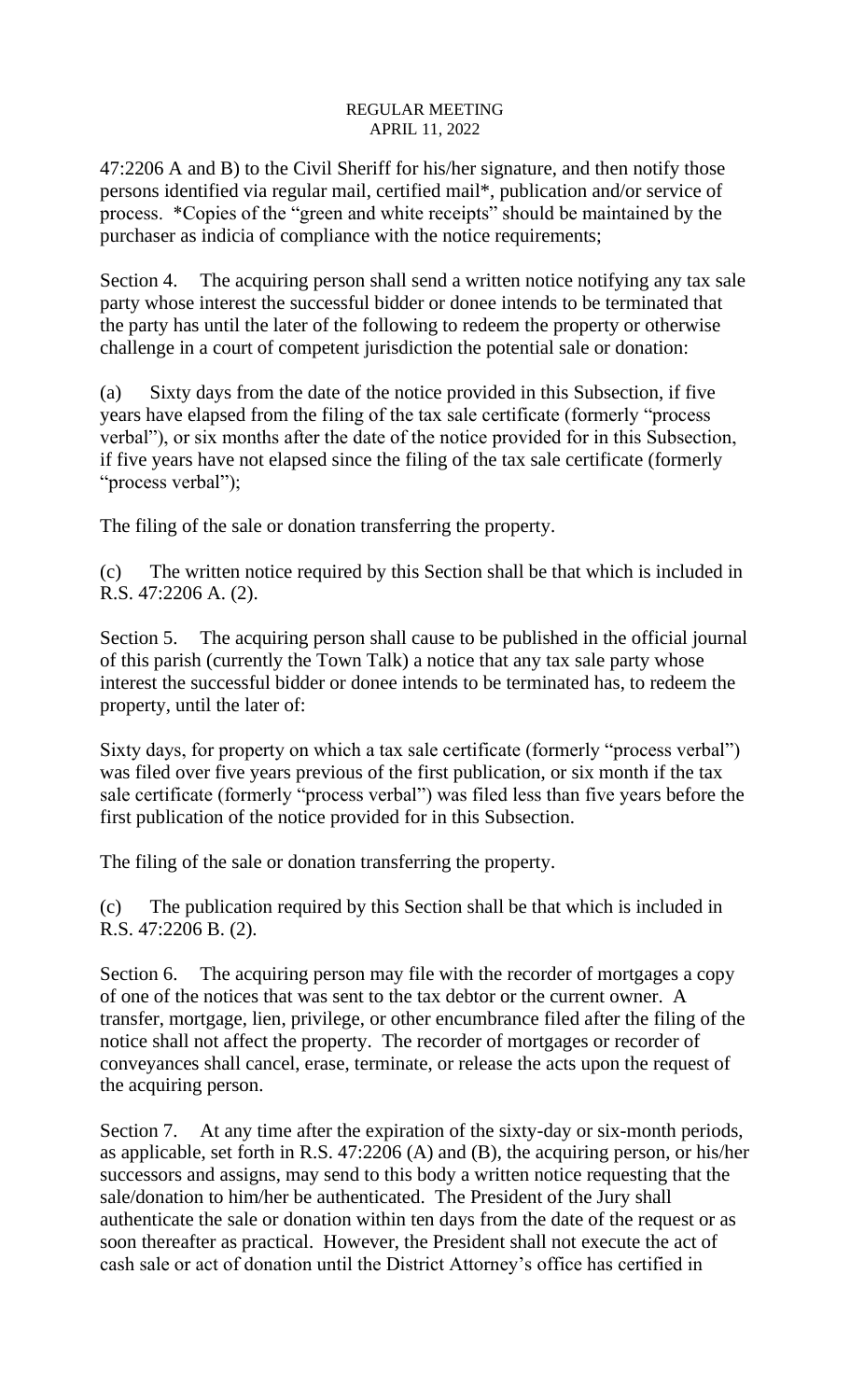47:2206 A and B) to the Civil Sheriff for his/her signature, and then notify those persons identified via regular mail, certified mail*, publication and/or service of process. *Copies of the "green and white receipts" should be maintained by the purchaser as indicia of compliance with the notice requirements;

Section 4. The acquiring person shall send a written notice notifying any tax sale party whose interest the successful bidder or donee intends to be terminated that the party has until the later of the following to redeem the property or otherwise challenge in a court of competent jurisdiction the potential sale or donation:

(a) Sixty days from the date of the notice provided in this Subsection, if five years have elapsed from the filing of the tax sale certificate (formerly "process verbal"), or six months after the date of the notice provided for in this Subsection, if five years have not elapsed since the filing of the tax sale certificate (formerly "process verbal");

The filing of the sale or donation transferring the property.

(c) The written notice required by this Section shall be that which is included in R.S. 47:2206 A. (2).

Section 5. The acquiring person shall cause to be published in the official journal of this parish (currently the Town Talk) a notice that any tax sale party whose interest the successful bidder or donee intends to be terminated has, to redeem the property, until the later of:

Sixty days, for property on which a tax sale certificate (formerly "process verbal") was filed over five years previous of the first publication, or six month if the tax sale certificate (formerly "process verbal") was filed less than five years before the first publication of the notice provided for in this Subsection.

The filing of the sale or donation transferring the property.

(c) The publication required by this Section shall be that which is included in R.S. 47:2206 B. (2).

Section 6. The acquiring person may file with the recorder of mortgages a copy of one of the notices that was sent to the tax debtor or the current owner. A transfer, mortgage, lien, privilege, or other encumbrance filed after the filing of the notice shall not affect the property. The recorder of mortgages or recorder of conveyances shall cancel, erase, terminate, or release the acts upon the request of the acquiring person.

Section 7. At any time after the expiration of the sixty-day or six-month periods, as applicable, set forth in R.S. 47:2206 (A) and (B), the acquiring person, or his/her successors and assigns, may send to this body a written notice requesting that the sale/donation to him/her be authenticated. The President of the Jury shall authenticate the sale or donation within ten days from the date of the request or as soon thereafter as practical. However, the President shall not execute the act of cash sale or act of donation until the District Attorney's office has certified in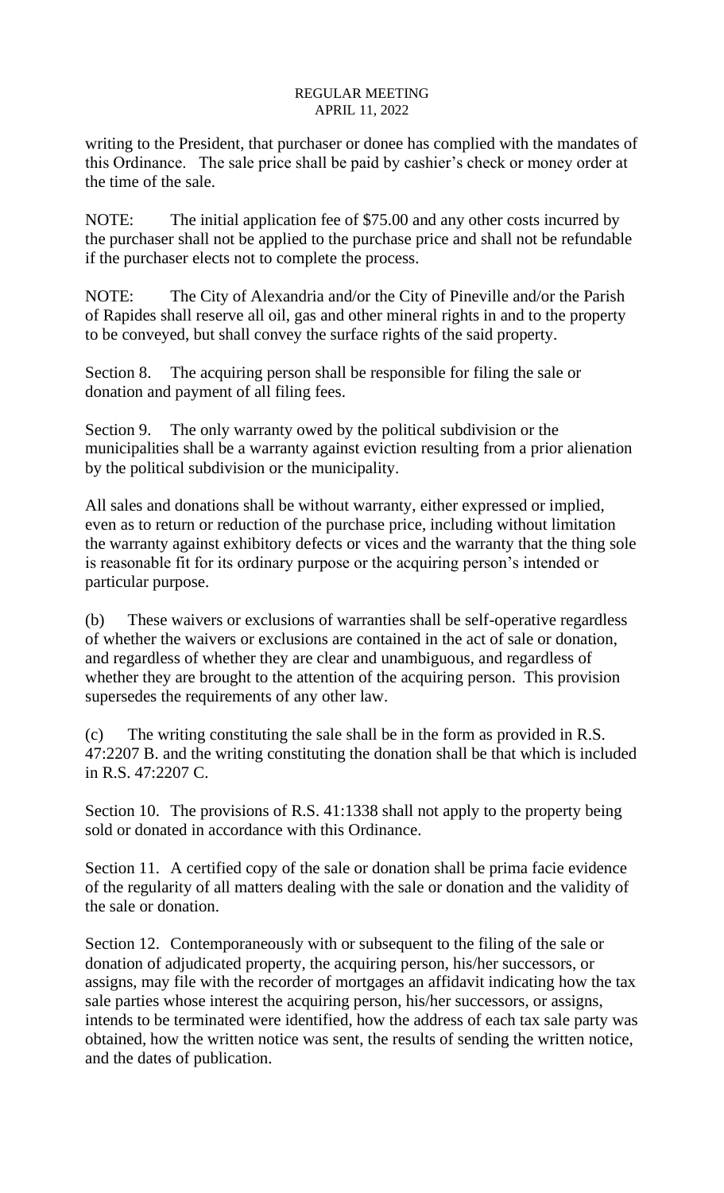writing to the President, that purchaser or donee has complied with the mandates of this Ordinance. The sale price shall be paid by cashier's check or money order at the time of the sale.

NOTE: The initial application fee of $75.00 and any other costs incurred by the purchaser shall not be applied to the purchase price and shall not be refundable if the purchaser elects not to complete the process.

NOTE: The City of Alexandria and/or the City of Pineville and/or the Parish of Rapides shall reserve all oil, gas and other mineral rights in and to the property to be conveyed, but shall convey the surface rights of the said property.

Section 8. The acquiring person shall be responsible for filing the sale or donation and payment of all filing fees.

Section 9. The only warranty owed by the political subdivision or the municipalities shall be a warranty against eviction resulting from a prior alienation by the political subdivision or the municipality.

All sales and donations shall be without warranty, either expressed or implied, even as to return or reduction of the purchase price, including without limitation the warranty against exhibitory defects or vices and the warranty that the thing sole is reasonable fit for its ordinary purpose or the acquiring person's intended or particular purpose.

(b) These waivers or exclusions of warranties shall be self-operative regardless of whether the waivers or exclusions are contained in the act of sale or donation, and regardless of whether they are clear and unambiguous, and regardless of whether they are brought to the attention of the acquiring person. This provision supersedes the requirements of any other law.

(c) The writing constituting the sale shall be in the form as provided in R.S. 47:2207 B. and the writing constituting the donation shall be that which is included in R.S. 47:2207 C.

Section 10. The provisions of R.S. 41:1338 shall not apply to the property being sold or donated in accordance with this Ordinance.

Section 11. A certified copy of the sale or donation shall be prima facie evidence of the regularity of all matters dealing with the sale or donation and the validity of the sale or donation.

Section 12. Contemporaneously with or subsequent to the filing of the sale or donation of adjudicated property, the acquiring person, his/her successors, or assigns, may file with the recorder of mortgages an affidavit indicating how the tax sale parties whose interest the acquiring person, his/her successors, or assigns, intends to be terminated were identified, how the address of each tax sale party was obtained, how the written notice was sent, the results of sending the written notice, and the dates of publication.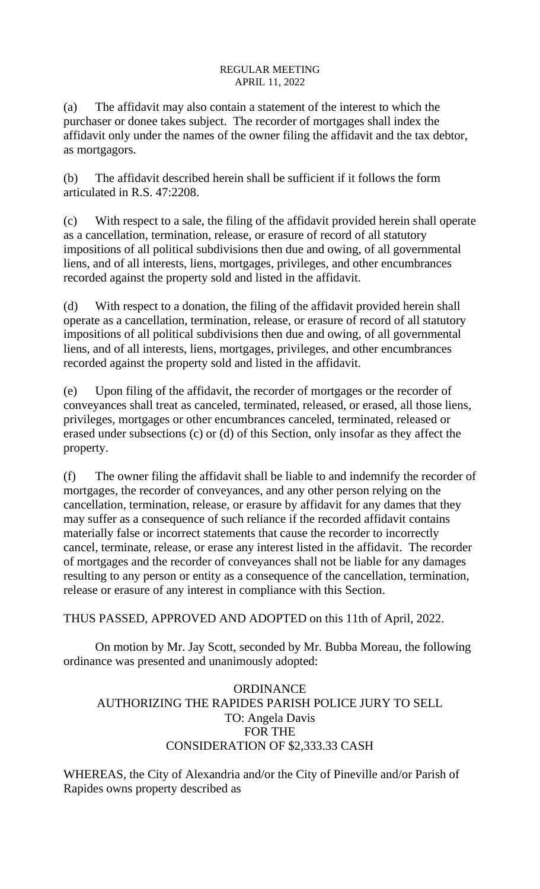(a) The affidavit may also contain a statement of the interest to which the purchaser or donee takes subject. The recorder of mortgages shall index the affidavit only under the names of the owner filing the affidavit and the tax debtor, as mortgagors.

(b) The affidavit described herein shall be sufficient if it follows the form articulated in R.S. 47:2208.

(c) With respect to a sale, the filing of the affidavit provided herein shall operate as a cancellation, termination, release, or erasure of record of all statutory impositions of all political subdivisions then due and owing, of all governmental liens, and of all interests, liens, mortgages, privileges, and other encumbrances recorded against the property sold and listed in the affidavit.

(d) With respect to a donation, the filing of the affidavit provided herein shall operate as a cancellation, termination, release, or erasure of record of all statutory impositions of all political subdivisions then due and owing, of all governmental liens, and of all interests, liens, mortgages, privileges, and other encumbrances recorded against the property sold and listed in the affidavit.

(e) Upon filing of the affidavit, the recorder of mortgages or the recorder of conveyances shall treat as canceled, terminated, released, or erased, all those liens, privileges, mortgages or other encumbrances canceled, terminated, released or erased under subsections (c) or (d) of this Section, only insofar as they affect the property.

(f) The owner filing the affidavit shall be liable to and indemnify the recorder of mortgages, the recorder of conveyances, and any other person relying on the cancellation, termination, release, or erasure by affidavit for any dames that they may suffer as a consequence of such reliance if the recorded affidavit contains materially false or incorrect statements that cause the recorder to incorrectly cancel, terminate, release, or erase any interest listed in the affidavit. The recorder of mortgages and the recorder of conveyances shall not be liable for any damages resulting to any person or entity as a consequence of the cancellation, termination, release or erasure of any interest in compliance with this Section.

THUS PASSED, APPROVED AND ADOPTED on this 11th of April, 2022.

On motion by Mr. Jay Scott, seconded by Mr. Bubba Moreau, the following ordinance was presented and unanimously adopted:

ORDINANCE
AUTHORIZING THE RAPIDES PARISH POLICE JURY TO SELL
TO: Angela Davis
FOR THE
CONSIDERATION OF $2,333.33 CASH

WHEREAS, the City of Alexandria and/or the City of Pineville and/or Parish of Rapides owns property described as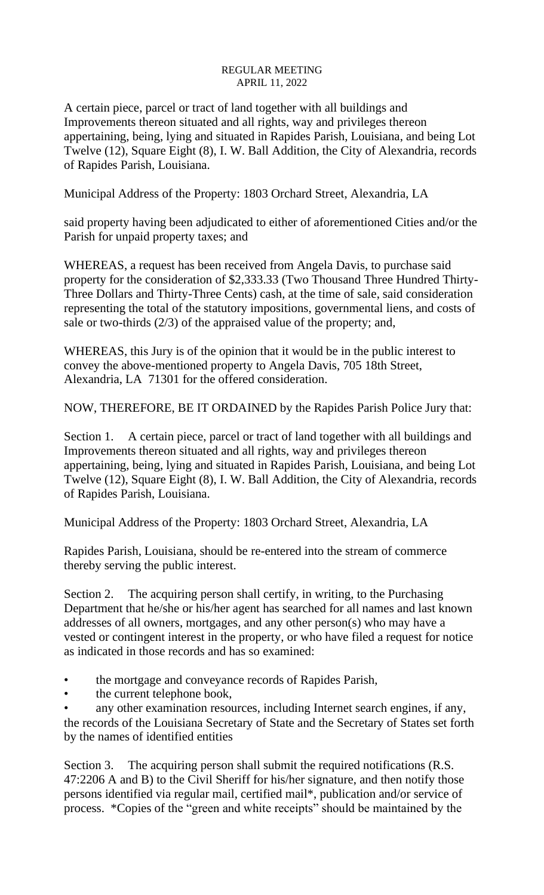REGULAR MEETING
APRIL 11, 2022

A certain piece, parcel or tract of land together with all buildings and Improvements thereon situated and all rights, way and privileges thereon appertaining, being, lying and situated in Rapides Parish, Louisiana, and being Lot Twelve (12), Square Eight (8), I. W. Ball Addition, the City of Alexandria, records of Rapides Parish, Louisiana.

Municipal Address of the Property: 1803 Orchard Street, Alexandria, LA

said property having been adjudicated to either of aforementioned Cities and/or the Parish for unpaid property taxes; and

WHEREAS, a request has been received from Angela Davis, to purchase said property for the consideration of $2,333.33 (Two Thousand Three Hundred Thirty-Three Dollars and Thirty-Three Cents) cash, at the time of sale, said consideration representing the total of the statutory impositions, governmental liens, and costs of sale or two-thirds (2/3) of the appraised value of the property; and,

WHEREAS, this Jury is of the opinion that it would be in the public interest to convey the above-mentioned property to Angela Davis, 705 18th Street, Alexandria, LA 71301 for the offered consideration.

NOW, THEREFORE, BE IT ORDAINED by the Rapides Parish Police Jury that:

Section 1. A certain piece, parcel or tract of land together with all buildings and Improvements thereon situated and all rights, way and privileges thereon appertaining, being, lying and situated in Rapides Parish, Louisiana, and being Lot Twelve (12), Square Eight (8), I. W. Ball Addition, the City of Alexandria, records of Rapides Parish, Louisiana.

Municipal Address of the Property: 1803 Orchard Street, Alexandria, LA

Rapides Parish, Louisiana, should be re-entered into the stream of commerce thereby serving the public interest.

Section 2. The acquiring person shall certify, in writing, to the Purchasing Department that he/she or his/her agent has searched for all names and last known addresses of all owners, mortgages, and any other person(s) who may have a vested or contingent interest in the property, or who have filed a request for notice as indicated in those records and has so examined:

- the mortgage and conveyance records of Rapides Parish,
- the current telephone book,
- any other examination resources, including Internet search engines, if any, the records of the Louisiana Secretary of State and the Secretary of States set forth by the names of identified entities

Section 3. The acquiring person shall submit the required notifications (R.S. 47:2206 A and B) to the Civil Sheriff for his/her signature, and then notify those persons identified via regular mail, certified mail*, publication and/or service of process. *Copies of the "green and white receipts" should be maintained by the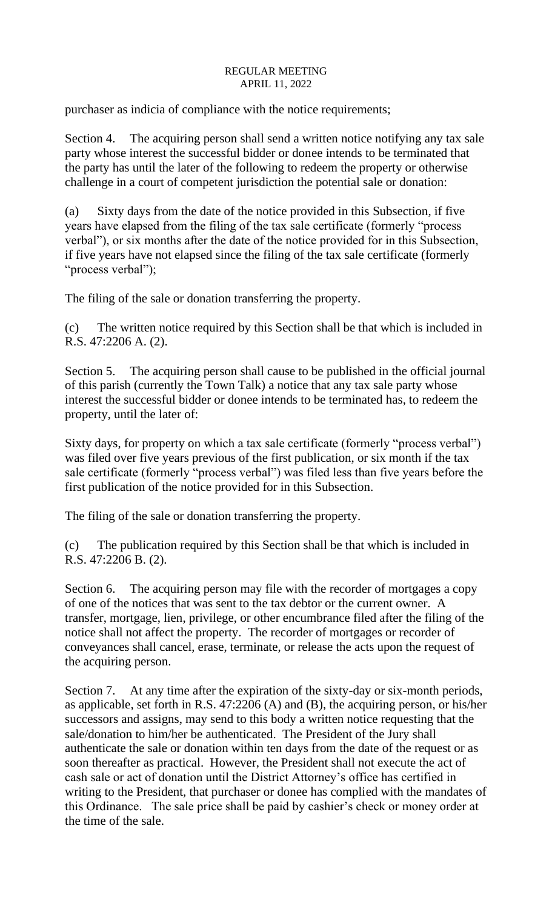purchaser as indicia of compliance with the notice requirements;

Section 4. The acquiring person shall send a written notice notifying any tax sale party whose interest the successful bidder or donee intends to be terminated that the party has until the later of the following to redeem the property or otherwise challenge in a court of competent jurisdiction the potential sale or donation:

(a) Sixty days from the date of the notice provided in this Subsection, if five years have elapsed from the filing of the tax sale certificate (formerly "process verbal"), or six months after the date of the notice provided for in this Subsection, if five years have not elapsed since the filing of the tax sale certificate (formerly "process verbal");

The filing of the sale or donation transferring the property.

(c) The written notice required by this Section shall be that which is included in R.S. 47:2206 A. (2).

Section 5. The acquiring person shall cause to be published in the official journal of this parish (currently the Town Talk) a notice that any tax sale party whose interest the successful bidder or donee intends to be terminated has, to redeem the property, until the later of:

Sixty days, for property on which a tax sale certificate (formerly "process verbal") was filed over five years previous of the first publication, or six month if the tax sale certificate (formerly "process verbal") was filed less than five years before the first publication of the notice provided for in this Subsection.

The filing of the sale or donation transferring the property.

(c) The publication required by this Section shall be that which is included in R.S. 47:2206 B. (2).

Section 6. The acquiring person may file with the recorder of mortgages a copy of one of the notices that was sent to the tax debtor or the current owner. A transfer, mortgage, lien, privilege, or other encumbrance filed after the filing of the notice shall not affect the property. The recorder of mortgages or recorder of conveyances shall cancel, erase, terminate, or release the acts upon the request of the acquiring person.

Section 7. At any time after the expiration of the sixty-day or six-month periods, as applicable, set forth in R.S. 47:2206 (A) and (B), the acquiring person, or his/her successors and assigns, may send to this body a written notice requesting that the sale/donation to him/her be authenticated. The President of the Jury shall authenticate the sale or donation within ten days from the date of the request or as soon thereafter as practical. However, the President shall not execute the act of cash sale or act of donation until the District Attorney's office has certified in writing to the President, that purchaser or donee has complied with the mandates of this Ordinance. The sale price shall be paid by cashier's check or money order at the time of the sale.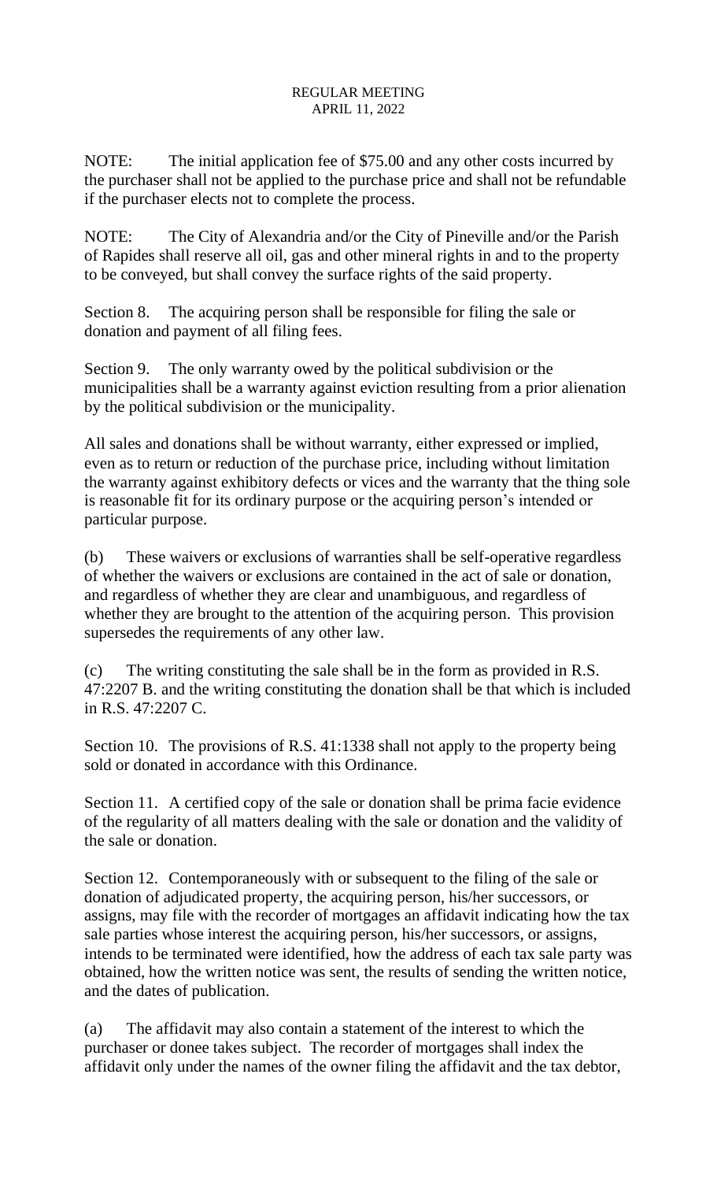NOTE: The initial application fee of $75.00 and any other costs incurred by the purchaser shall not be applied to the purchase price and shall not be refundable if the purchaser elects not to complete the process.

NOTE: The City of Alexandria and/or the City of Pineville and/or the Parish of Rapides shall reserve all oil, gas and other mineral rights in and to the property to be conveyed, but shall convey the surface rights of the said property.

Section 8. The acquiring person shall be responsible for filing the sale or donation and payment of all filing fees.

Section 9. The only warranty owed by the political subdivision or the municipalities shall be a warranty against eviction resulting from a prior alienation by the political subdivision or the municipality.

All sales and donations shall be without warranty, either expressed or implied, even as to return or reduction of the purchase price, including without limitation the warranty against exhibitory defects or vices and the warranty that the thing sole is reasonable fit for its ordinary purpose or the acquiring person's intended or particular purpose.

(b) These waivers or exclusions of warranties shall be self-operative regardless of whether the waivers or exclusions are contained in the act of sale or donation, and regardless of whether they are clear and unambiguous, and regardless of whether they are brought to the attention of the acquiring person. This provision supersedes the requirements of any other law.

(c) The writing constituting the sale shall be in the form as provided in R.S. 47:2207 B. and the writing constituting the donation shall be that which is included in R.S. 47:2207 C.

Section 10. The provisions of R.S. 41:1338 shall not apply to the property being sold or donated in accordance with this Ordinance.

Section 11. A certified copy of the sale or donation shall be prima facie evidence of the regularity of all matters dealing with the sale or donation and the validity of the sale or donation.

Section 12. Contemporaneously with or subsequent to the filing of the sale or donation of adjudicated property, the acquiring person, his/her successors, or assigns, may file with the recorder of mortgages an affidavit indicating how the tax sale parties whose interest the acquiring person, his/her successors, or assigns, intends to be terminated were identified, how the address of each tax sale party was obtained, how the written notice was sent, the results of sending the written notice, and the dates of publication.

(a) The affidavit may also contain a statement of the interest to which the purchaser or donee takes subject. The recorder of mortgages shall index the affidavit only under the names of the owner filing the affidavit and the tax debtor,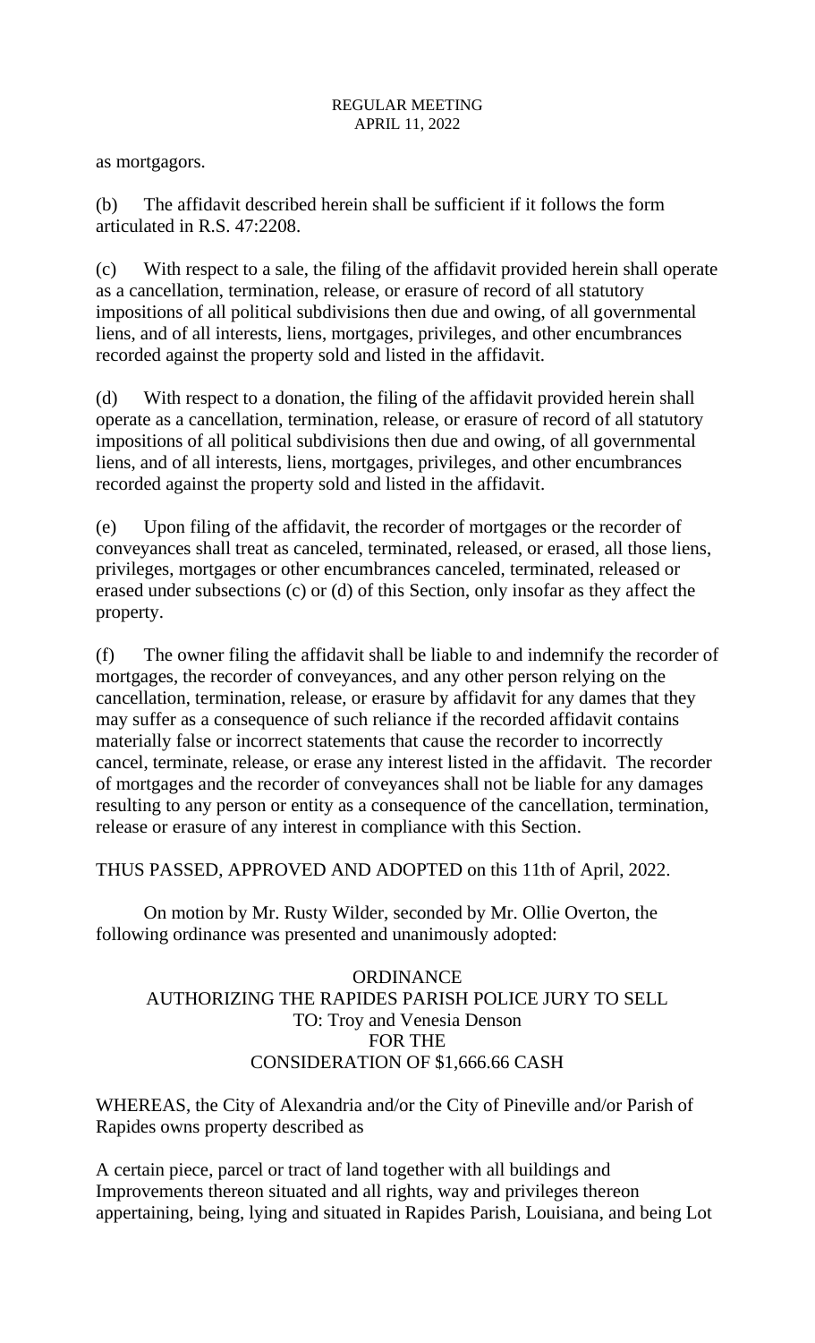as mortgagors.

(b) The affidavit described herein shall be sufficient if it follows the form articulated in R.S. 47:2208.

(c) With respect to a sale, the filing of the affidavit provided herein shall operate as a cancellation, termination, release, or erasure of record of all statutory impositions of all political subdivisions then due and owing, of all governmental liens, and of all interests, liens, mortgages, privileges, and other encumbrances recorded against the property sold and listed in the affidavit.

(d) With respect to a donation, the filing of the affidavit provided herein shall operate as a cancellation, termination, release, or erasure of record of all statutory impositions of all political subdivisions then due and owing, of all governmental liens, and of all interests, liens, mortgages, privileges, and other encumbrances recorded against the property sold and listed in the affidavit.

(e) Upon filing of the affidavit, the recorder of mortgages or the recorder of conveyances shall treat as canceled, terminated, released, or erased, all those liens, privileges, mortgages or other encumbrances canceled, terminated, released or erased under subsections (c) or (d) of this Section, only insofar as they affect the property.

(f) The owner filing the affidavit shall be liable to and indemnify the recorder of mortgages, the recorder of conveyances, and any other person relying on the cancellation, termination, release, or erasure by affidavit for any dames that they may suffer as a consequence of such reliance if the recorded affidavit contains materially false or incorrect statements that cause the recorder to incorrectly cancel, terminate, release, or erase any interest listed in the affidavit. The recorder of mortgages and the recorder of conveyances shall not be liable for any damages resulting to any person or entity as a consequence of the cancellation, termination, release or erasure of any interest in compliance with this Section.

THUS PASSED, APPROVED AND ADOPTED on this 11th of April, 2022.

On motion by Mr. Rusty Wilder, seconded by Mr. Ollie Overton, the following ordinance was presented and unanimously adopted:

ORDINANCE
AUTHORIZING THE RAPIDES PARISH POLICE JURY TO SELL
TO: Troy and Venesia Denson
FOR THE
CONSIDERATION OF $1,666.66 CASH

WHEREAS, the City of Alexandria and/or the City of Pineville and/or Parish of Rapides owns property described as

A certain piece, parcel or tract of land together with all buildings and Improvements thereon situated and all rights, way and privileges thereon appertaining, being, lying and situated in Rapides Parish, Louisiana, and being Lot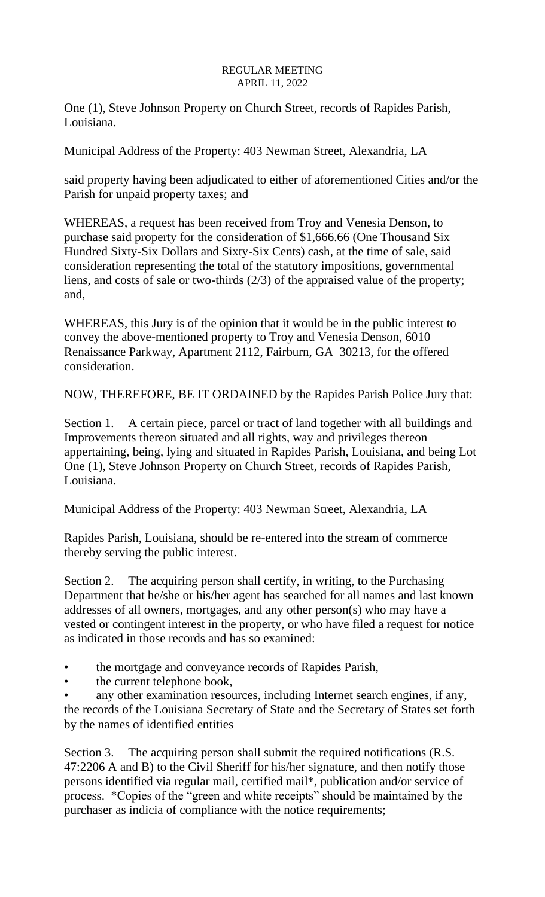REGULAR MEETING
APRIL 11, 2022

One (1), Steve Johnson Property on Church Street, records of Rapides Parish, Louisiana.

Municipal Address of the Property: 403 Newman Street, Alexandria, LA

said property having been adjudicated to either of aforementioned Cities and/or the Parish for unpaid property taxes; and

WHEREAS, a request has been received from Troy and Venesia Denson, to purchase said property for the consideration of $1,666.66 (One Thousand Six Hundred Sixty-Six Dollars and Sixty-Six Cents) cash, at the time of sale, said consideration representing the total of the statutory impositions, governmental liens, and costs of sale or two-thirds (2/3) of the appraised value of the property; and,

WHEREAS, this Jury is of the opinion that it would be in the public interest to convey the above-mentioned property to Troy and Venesia Denson, 6010 Renaissance Parkway, Apartment 2112, Fairburn, GA 30213, for the offered consideration.

NOW, THEREFORE, BE IT ORDAINED by the Rapides Parish Police Jury that:

Section 1. A certain piece, parcel or tract of land together with all buildings and Improvements thereon situated and all rights, way and privileges thereon appertaining, being, lying and situated in Rapides Parish, Louisiana, and being Lot One (1), Steve Johnson Property on Church Street, records of Rapides Parish, Louisiana.

Municipal Address of the Property: 403 Newman Street, Alexandria, LA

Rapides Parish, Louisiana, should be re-entered into the stream of commerce thereby serving the public interest.

Section 2. The acquiring person shall certify, in writing, to the Purchasing Department that he/she or his/her agent has searched for all names and last known addresses of all owners, mortgages, and any other person(s) who may have a vested or contingent interest in the property, or who have filed a request for notice as indicated in those records and has so examined:

- the mortgage and conveyance records of Rapides Parish,
- the current telephone book,
- any other examination resources, including Internet search engines, if any, the records of the Louisiana Secretary of State and the Secretary of States set forth by the names of identified entities

Section 3. The acquiring person shall submit the required notifications (R.S. 47:2206 A and B) to the Civil Sheriff for his/her signature, and then notify those persons identified via regular mail, certified mail*, publication and/or service of process. *Copies of the "green and white receipts" should be maintained by the purchaser as indicia of compliance with the notice requirements;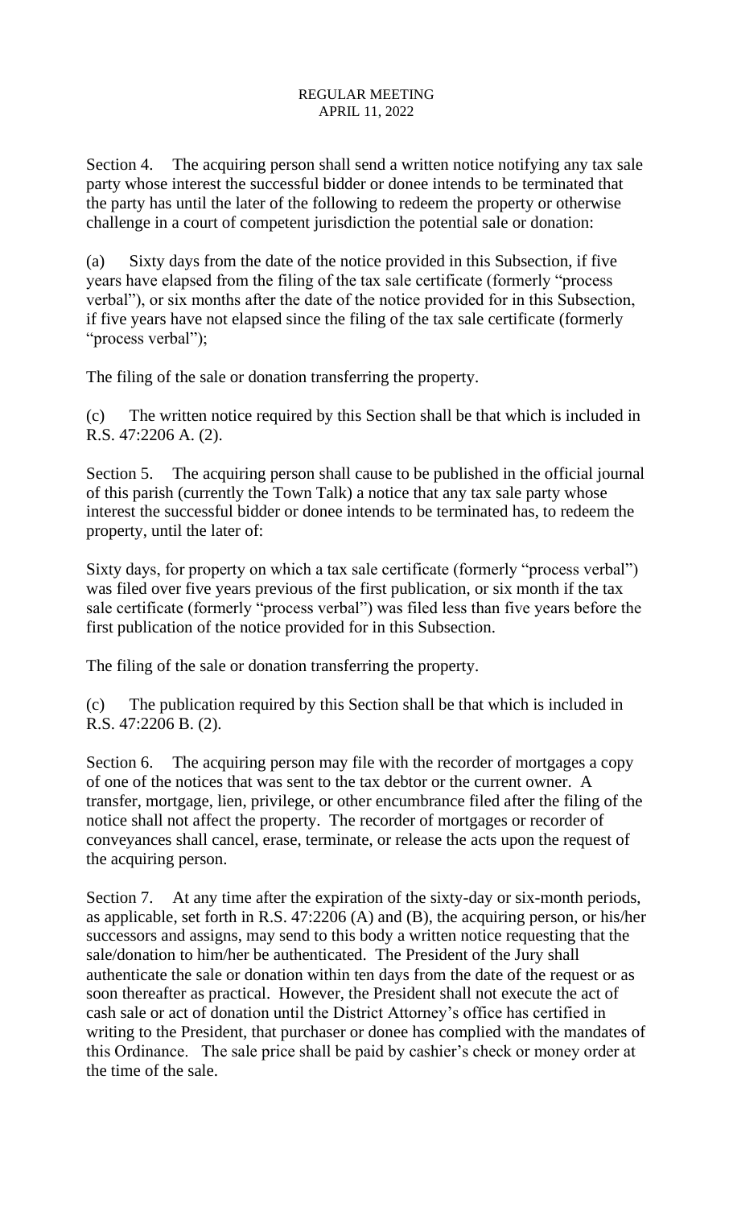Section 4. The acquiring person shall send a written notice notifying any tax sale party whose interest the successful bidder or donee intends to be terminated that the party has until the later of the following to redeem the property or otherwise challenge in a court of competent jurisdiction the potential sale or donation:

(a) Sixty days from the date of the notice provided in this Subsection, if five years have elapsed from the filing of the tax sale certificate (formerly "process verbal"), or six months after the date of the notice provided for in this Subsection, if five years have not elapsed since the filing of the tax sale certificate (formerly "process verbal");

The filing of the sale or donation transferring the property.

(c) The written notice required by this Section shall be that which is included in R.S. 47:2206 A. (2).

Section 5. The acquiring person shall cause to be published in the official journal of this parish (currently the Town Talk) a notice that any tax sale party whose interest the successful bidder or donee intends to be terminated has, to redeem the property, until the later of:

Sixty days, for property on which a tax sale certificate (formerly "process verbal") was filed over five years previous of the first publication, or six month if the tax sale certificate (formerly "process verbal") was filed less than five years before the first publication of the notice provided for in this Subsection.

The filing of the sale or donation transferring the property.

(c) The publication required by this Section shall be that which is included in R.S. 47:2206 B. (2).

Section 6. The acquiring person may file with the recorder of mortgages a copy of one of the notices that was sent to the tax debtor or the current owner. A transfer, mortgage, lien, privilege, or other encumbrance filed after the filing of the notice shall not affect the property. The recorder of mortgages or recorder of conveyances shall cancel, erase, terminate, or release the acts upon the request of the acquiring person.

Section 7. At any time after the expiration of the sixty-day or six-month periods, as applicable, set forth in R.S. 47:2206 (A) and (B), the acquiring person, or his/her successors and assigns, may send to this body a written notice requesting that the sale/donation to him/her be authenticated. The President of the Jury shall authenticate the sale or donation within ten days from the date of the request or as soon thereafter as practical. However, the President shall not execute the act of cash sale or act of donation until the District Attorney's office has certified in writing to the President, that purchaser or donee has complied with the mandates of this Ordinance. The sale price shall be paid by cashier's check or money order at the time of the sale.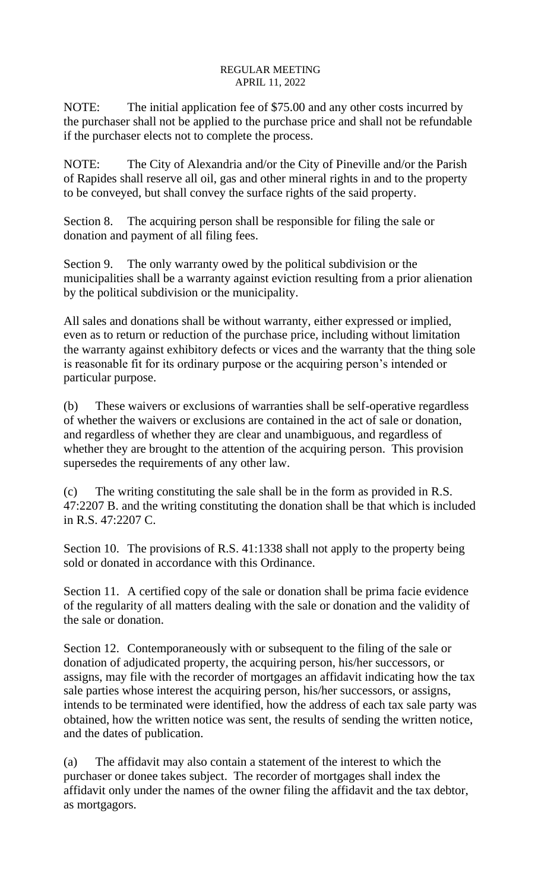NOTE: The initial application fee of $75.00 and any other costs incurred by the purchaser shall not be applied to the purchase price and shall not be refundable if the purchaser elects not to complete the process.

NOTE: The City of Alexandria and/or the City of Pineville and/or the Parish of Rapides shall reserve all oil, gas and other mineral rights in and to the property to be conveyed, but shall convey the surface rights of the said property.

Section 8. The acquiring person shall be responsible for filing the sale or donation and payment of all filing fees.

Section 9. The only warranty owed by the political subdivision or the municipalities shall be a warranty against eviction resulting from a prior alienation by the political subdivision or the municipality.

All sales and donations shall be without warranty, either expressed or implied, even as to return or reduction of the purchase price, including without limitation the warranty against exhibitory defects or vices and the warranty that the thing sole is reasonable fit for its ordinary purpose or the acquiring person's intended or particular purpose.

(b) These waivers or exclusions of warranties shall be self-operative regardless of whether the waivers or exclusions are contained in the act of sale or donation, and regardless of whether they are clear and unambiguous, and regardless of whether they are brought to the attention of the acquiring person. This provision supersedes the requirements of any other law.

(c) The writing constituting the sale shall be in the form as provided in R.S. 47:2207 B. and the writing constituting the donation shall be that which is included in R.S. 47:2207 C.

Section 10. The provisions of R.S. 41:1338 shall not apply to the property being sold or donated in accordance with this Ordinance.

Section 11. A certified copy of the sale or donation shall be prima facie evidence of the regularity of all matters dealing with the sale or donation and the validity of the sale or donation.

Section 12. Contemporaneously with or subsequent to the filing of the sale or donation of adjudicated property, the acquiring person, his/her successors, or assigns, may file with the recorder of mortgages an affidavit indicating how the tax sale parties whose interest the acquiring person, his/her successors, or assigns, intends to be terminated were identified, how the address of each tax sale party was obtained, how the written notice was sent, the results of sending the written notice, and the dates of publication.

(a) The affidavit may also contain a statement of the interest to which the purchaser or donee takes subject. The recorder of mortgages shall index the affidavit only under the names of the owner filing the affidavit and the tax debtor, as mortgagors.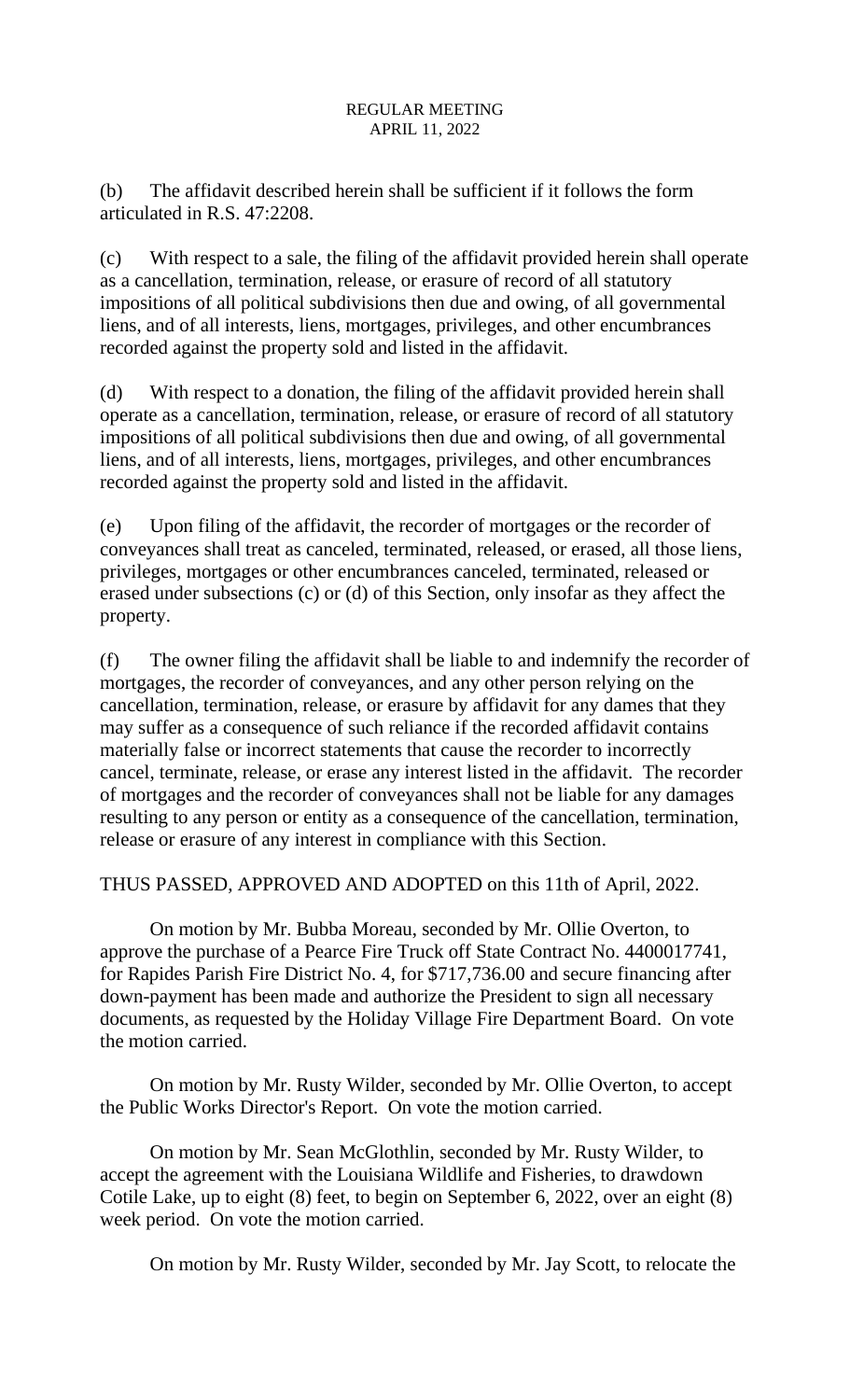(b) The affidavit described herein shall be sufficient if it follows the form articulated in R.S. 47:2208.

(c) With respect to a sale, the filing of the affidavit provided herein shall operate as a cancellation, termination, release, or erasure of record of all statutory impositions of all political subdivisions then due and owing, of all governmental liens, and of all interests, liens, mortgages, privileges, and other encumbrances recorded against the property sold and listed in the affidavit.

(d) With respect to a donation, the filing of the affidavit provided herein shall operate as a cancellation, termination, release, or erasure of record of all statutory impositions of all political subdivisions then due and owing, of all governmental liens, and of all interests, liens, mortgages, privileges, and other encumbrances recorded against the property sold and listed in the affidavit.

(e) Upon filing of the affidavit, the recorder of mortgages or the recorder of conveyances shall treat as canceled, terminated, released, or erased, all those liens, privileges, mortgages or other encumbrances canceled, terminated, released or erased under subsections (c) or (d) of this Section, only insofar as they affect the property.

(f) The owner filing the affidavit shall be liable to and indemnify the recorder of mortgages, the recorder of conveyances, and any other person relying on the cancellation, termination, release, or erasure by affidavit for any dames that they may suffer as a consequence of such reliance if the recorded affidavit contains materially false or incorrect statements that cause the recorder to incorrectly cancel, terminate, release, or erase any interest listed in the affidavit. The recorder of mortgages and the recorder of conveyances shall not be liable for any damages resulting to any person or entity as a consequence of the cancellation, termination, release or erasure of any interest in compliance with this Section.

THUS PASSED, APPROVED AND ADOPTED on this 11th of April, 2022.

On motion by Mr. Bubba Moreau, seconded by Mr. Ollie Overton, to approve the purchase of a Pearce Fire Truck off State Contract No. 4400017741, for Rapides Parish Fire District No. 4, for $717,736.00 and secure financing after down-payment has been made and authorize the President to sign all necessary documents, as requested by the Holiday Village Fire Department Board. On vote the motion carried.

On motion by Mr. Rusty Wilder, seconded by Mr. Ollie Overton, to accept the Public Works Director's Report. On vote the motion carried.

On motion by Mr. Sean McGlothlin, seconded by Mr. Rusty Wilder, to accept the agreement with the Louisiana Wildlife and Fisheries, to drawdown Cotile Lake, up to eight (8) feet, to begin on September 6, 2022, over an eight (8) week period. On vote the motion carried.

On motion by Mr. Rusty Wilder, seconded by Mr. Jay Scott, to relocate the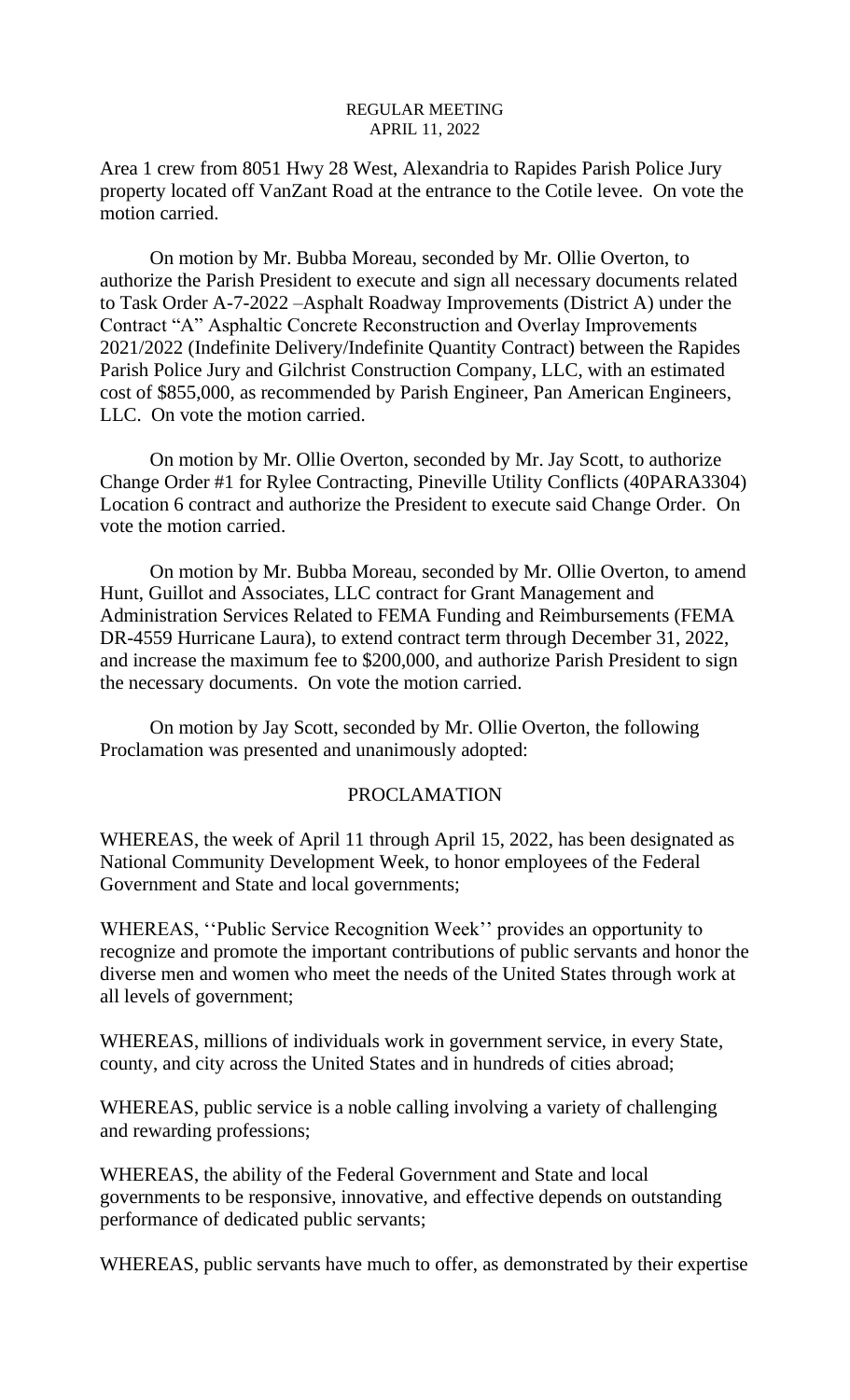Area 1 crew from 8051 Hwy 28 West, Alexandria to Rapides Parish Police Jury property located off VanZant Road at the entrance to the Cotile levee. On vote the motion carried.

On motion by Mr. Bubba Moreau, seconded by Mr. Ollie Overton, to authorize the Parish President to execute and sign all necessary documents related to Task Order A-7-2022 –Asphalt Roadway Improvements (District A) under the Contract "A" Asphaltic Concrete Reconstruction and Overlay Improvements 2021/2022 (Indefinite Delivery/Indefinite Quantity Contract) between the Rapides Parish Police Jury and Gilchrist Construction Company, LLC, with an estimated cost of $855,000, as recommended by Parish Engineer, Pan American Engineers, LLC. On vote the motion carried.

On motion by Mr. Ollie Overton, seconded by Mr. Jay Scott, to authorize Change Order #1 for Rylee Contracting, Pineville Utility Conflicts (40PARA3304) Location 6 contract and authorize the President to execute said Change Order. On vote the motion carried.

On motion by Mr. Bubba Moreau, seconded by Mr. Ollie Overton, to amend Hunt, Guillot and Associates, LLC contract for Grant Management and Administration Services Related to FEMA Funding and Reimbursements (FEMA DR-4559 Hurricane Laura), to extend contract term through December 31, 2022, and increase the maximum fee to $200,000, and authorize Parish President to sign the necessary documents. On vote the motion carried.

On motion by Jay Scott, seconded by Mr. Ollie Overton, the following Proclamation was presented and unanimously adopted:

## PROCLAMATION

WHEREAS, the week of April 11 through April 15, 2022, has been designated as National Community Development Week, to honor employees of the Federal Government and State and local governments;

WHEREAS, ''Public Service Recognition Week'' provides an opportunity to recognize and promote the important contributions of public servants and honor the diverse men and women who meet the needs of the United States through work at all levels of government;

WHEREAS, millions of individuals work in government service, in every State, county, and city across the United States and in hundreds of cities abroad;

WHEREAS, public service is a noble calling involving a variety of challenging and rewarding professions;

WHEREAS, the ability of the Federal Government and State and local governments to be responsive, innovative, and effective depends on outstanding performance of dedicated public servants;

WHEREAS, public servants have much to offer, as demonstrated by their expertise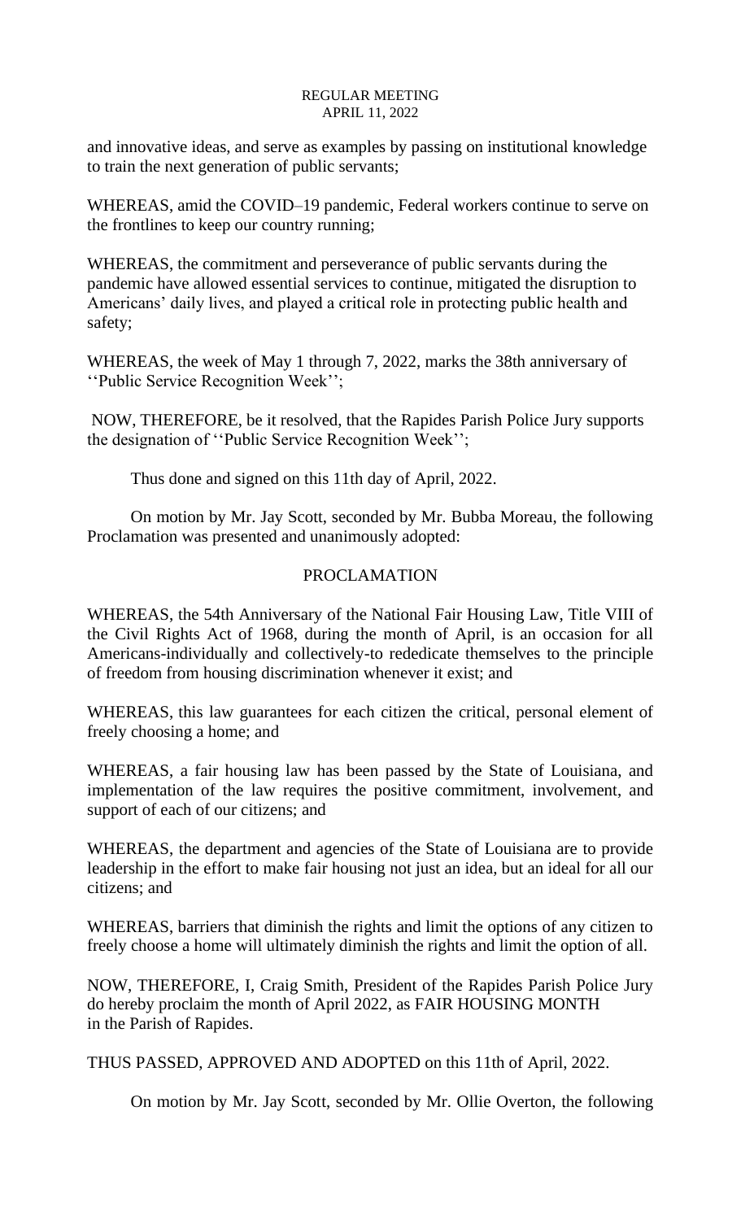and innovative ideas, and serve as examples by passing on institutional knowledge to train the next generation of public servants;

WHEREAS, amid the COVID–19 pandemic, Federal workers continue to serve on the frontlines to keep our country running;

WHEREAS, the commitment and perseverance of public servants during the pandemic have allowed essential services to continue, mitigated the disruption to Americans' daily lives, and played a critical role in protecting public health and safety;

WHEREAS, the week of May 1 through 7, 2022, marks the 38th anniversary of ''Public Service Recognition Week'';

NOW, THEREFORE, be it resolved, that the Rapides Parish Police Jury supports the designation of ''Public Service Recognition Week'';

Thus done and signed on this 11th day of April, 2022.

On motion by Mr. Jay Scott, seconded by Mr. Bubba Moreau, the following Proclamation was presented and unanimously adopted:

## PROCLAMATION

WHEREAS, the 54th Anniversary of the National Fair Housing Law, Title VIII of the Civil Rights Act of 1968, during the month of April, is an occasion for all Americans-individually and collectively-to rededicate themselves to the principle of freedom from housing discrimination whenever it exist; and

WHEREAS, this law guarantees for each citizen the critical, personal element of freely choosing a home; and

WHEREAS, a fair housing law has been passed by the State of Louisiana, and implementation of the law requires the positive commitment, involvement, and support of each of our citizens; and

WHEREAS, the department and agencies of the State of Louisiana are to provide leadership in the effort to make fair housing not just an idea, but an ideal for all our citizens; and

WHEREAS, barriers that diminish the rights and limit the options of any citizen to freely choose a home will ultimately diminish the rights and limit the option of all.

NOW, THEREFORE, I, Craig Smith, President of the Rapides Parish Police Jury do hereby proclaim the month of April 2022, as FAIR HOUSING MONTH in the Parish of Rapides.

THUS PASSED, APPROVED AND ADOPTED on this 11th of April, 2022.

On motion by Mr. Jay Scott, seconded by Mr. Ollie Overton, the following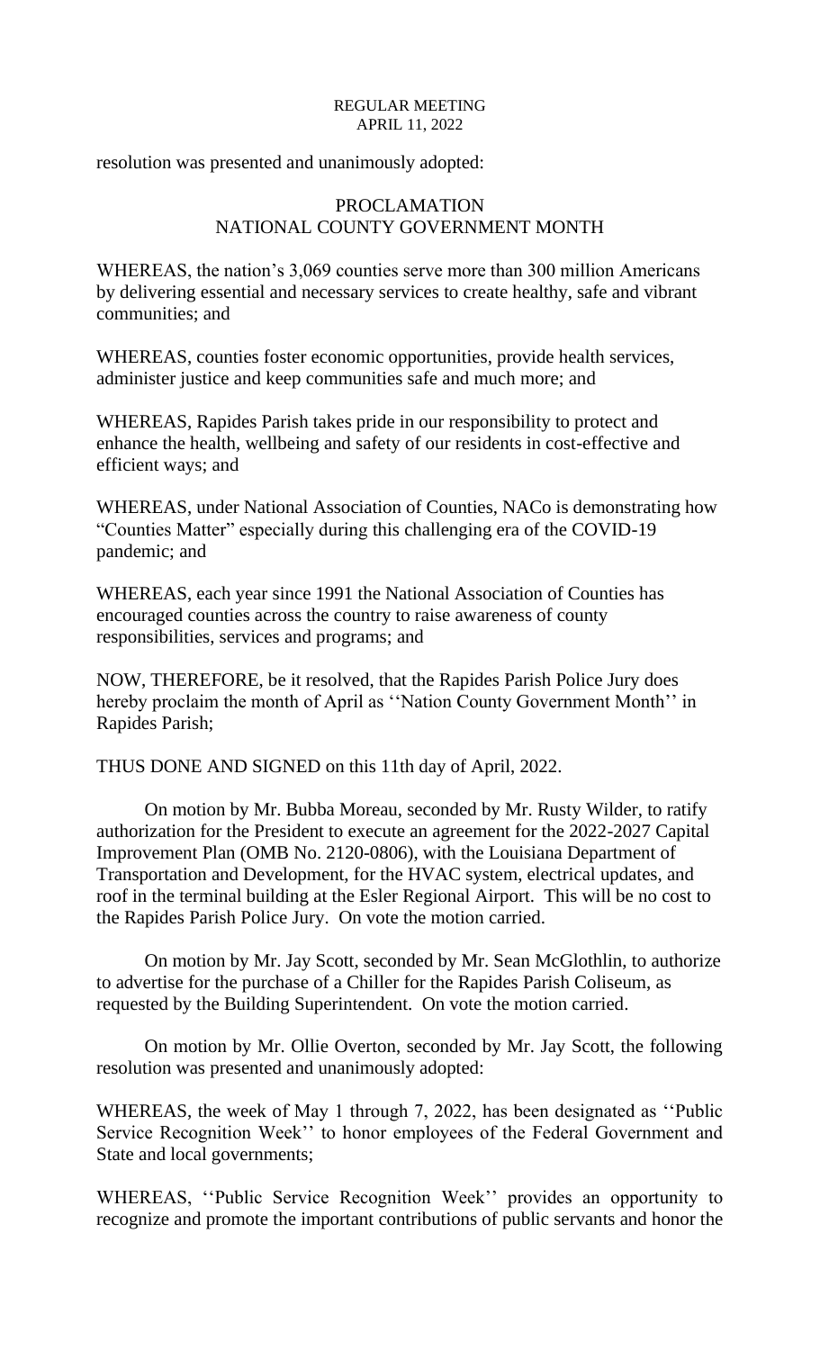resolution was presented and unanimously adopted:

## PROCLAMATION
## NATIONAL COUNTY GOVERNMENT MONTH

WHEREAS, the nation's 3,069 counties serve more than 300 million Americans by delivering essential and necessary services to create healthy, safe and vibrant communities; and

WHEREAS, counties foster economic opportunities, provide health services, administer justice and keep communities safe and much more; and

WHEREAS, Rapides Parish takes pride in our responsibility to protect and enhance the health, wellbeing and safety of our residents in cost-effective and efficient ways; and

WHEREAS, under National Association of Counties, NACo is demonstrating how "Counties Matter" especially during this challenging era of the COVID-19 pandemic; and

WHEREAS, each year since 1991 the National Association of Counties has encouraged counties across the country to raise awareness of county responsibilities, services and programs; and

NOW, THEREFORE, be it resolved, that the Rapides Parish Police Jury does hereby proclaim the month of April as ''Nation County Government Month'' in Rapides Parish;

THUS DONE AND SIGNED on this 11th day of April, 2022.

On motion by Mr. Bubba Moreau, seconded by Mr. Rusty Wilder, to ratify authorization for the President to execute an agreement for the 2022-2027 Capital Improvement Plan (OMB No. 2120-0806), with the Louisiana Department of Transportation and Development, for the HVAC system, electrical updates, and roof in the terminal building at the Esler Regional Airport. This will be no cost to the Rapides Parish Police Jury. On vote the motion carried.

On motion by Mr. Jay Scott, seconded by Mr. Sean McGlothlin, to authorize to advertise for the purchase of a Chiller for the Rapides Parish Coliseum, as requested by the Building Superintendent. On vote the motion carried.

On motion by Mr. Ollie Overton, seconded by Mr. Jay Scott, the following resolution was presented and unanimously adopted:

WHEREAS, the week of May 1 through 7, 2022, has been designated as ''Public Service Recognition Week'' to honor employees of the Federal Government and State and local governments;

WHEREAS, ''Public Service Recognition Week'' provides an opportunity to recognize and promote the important contributions of public servants and honor the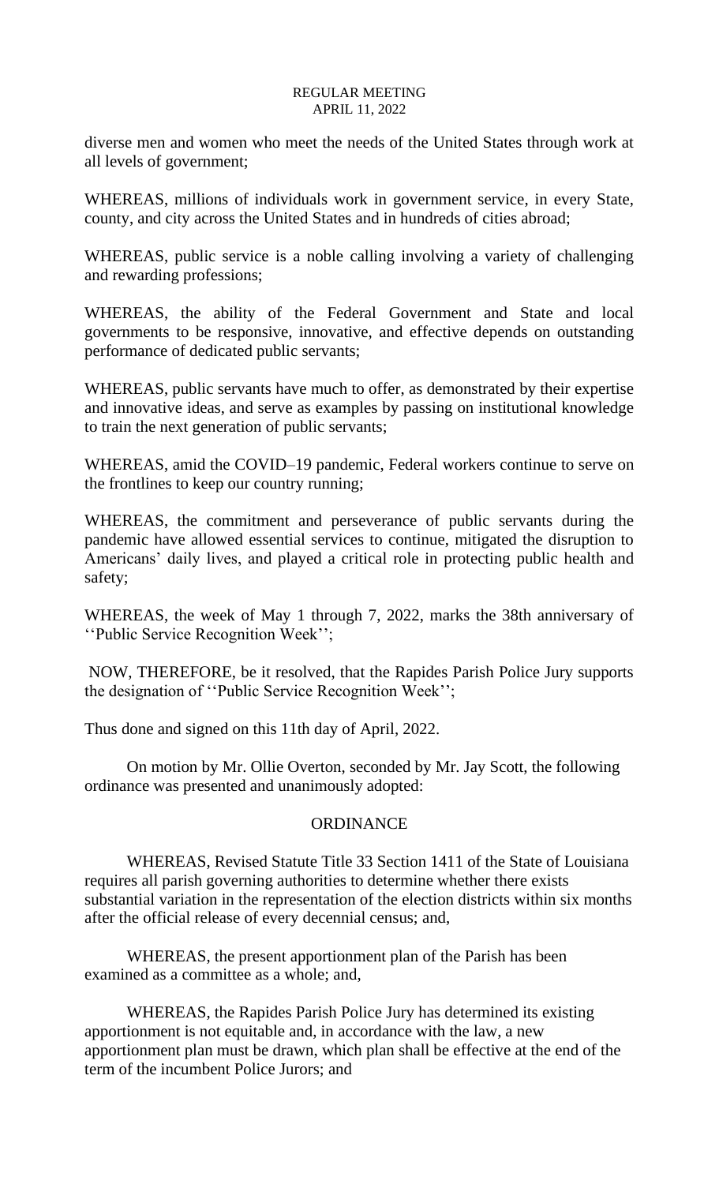diverse men and women who meet the needs of the United States through work at all levels of government;

WHEREAS, millions of individuals work in government service, in every State, county, and city across the United States and in hundreds of cities abroad;

WHEREAS, public service is a noble calling involving a variety of challenging and rewarding professions;

WHEREAS, the ability of the Federal Government and State and local governments to be responsive, innovative, and effective depends on outstanding performance of dedicated public servants;

WHEREAS, public servants have much to offer, as demonstrated by their expertise and innovative ideas, and serve as examples by passing on institutional knowledge to train the next generation of public servants;

WHEREAS, amid the COVID–19 pandemic, Federal workers continue to serve on the frontlines to keep our country running;

WHEREAS, the commitment and perseverance of public servants during the pandemic have allowed essential services to continue, mitigated the disruption to Americans' daily lives, and played a critical role in protecting public health and safety;

WHEREAS, the week of May 1 through 7, 2022, marks the 38th anniversary of ''Public Service Recognition Week'';

NOW, THEREFORE, be it resolved, that the Rapides Parish Police Jury supports the designation of ''Public Service Recognition Week'';

Thus done and signed on this 11th day of April, 2022.

On motion by Mr. Ollie Overton, seconded by Mr. Jay Scott, the following ordinance was presented and unanimously adopted:

## ORDINANCE

WHEREAS, Revised Statute Title 33 Section 1411 of the State of Louisiana requires all parish governing authorities to determine whether there exists substantial variation in the representation of the election districts within six months after the official release of every decennial census; and,

WHEREAS, the present apportionment plan of the Parish has been examined as a committee as a whole; and,

WHEREAS, the Rapides Parish Police Jury has determined its existing apportionment is not equitable and, in accordance with the law, a new apportionment plan must be drawn, which plan shall be effective at the end of the term of the incumbent Police Jurors; and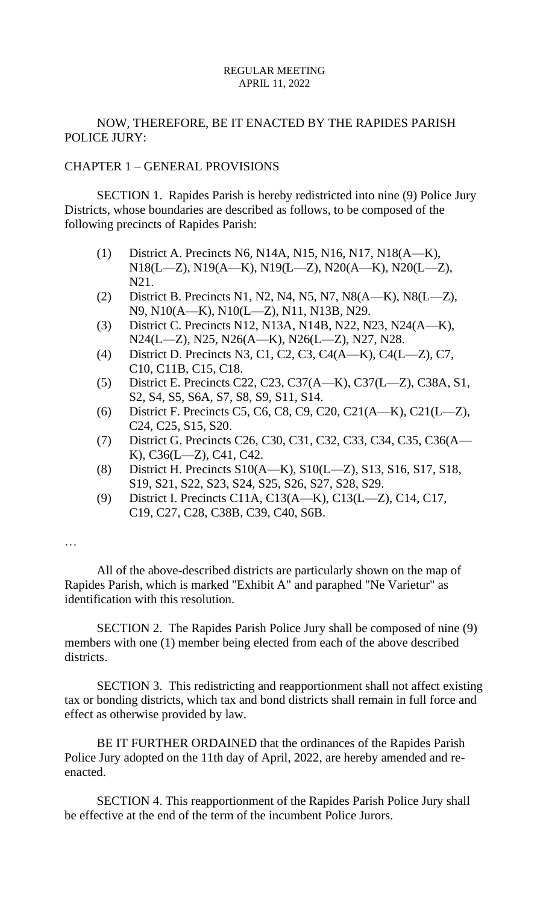NOW, THEREFORE, BE IT ENACTED BY THE RAPIDES PARISH POLICE JURY:

CHAPTER 1 – GENERAL PROVISIONS

SECTION 1. Rapides Parish is hereby redistricted into nine (9) Police Jury Districts, whose boundaries are described as follows, to be composed of the following precincts of Rapides Parish:

(1) District A. Precincts N6, N14A, N15, N16, N17, N18(A—K), N18(L—Z), N19(A—K), N19(L—Z), N20(A—K), N20(L—Z), N21.

(2) District B. Precincts N1, N2, N4, N5, N7, N8(A—K), N8(L—Z), N9, N10(A—K), N10(L—Z), N11, N13B, N29.

(3) District C. Precincts N12, N13A, N14B, N22, N23, N24(A—K), N24(L—Z), N25, N26(A—K), N26(L—Z), N27, N28.

(4) District D. Precincts N3, C1, C2, C3, C4(A—K), C4(L—Z), C7, C10, C11B, C15, C18.

(5) District E. Precincts C22, C23, C37(A—K), C37(L—Z), C38A, S1, S2, S4, S5, S6A, S7, S8, S9, S11, S14.

(6) District F. Precincts C5, C6, C8, C9, C20, C21(A—K), C21(L—Z), C24, C25, S15, S20.

(7) District G. Precincts C26, C30, C31, C32, C33, C34, C35, C36(A—K), C36(L—Z), C41, C42.

(8) District H. Precincts S10(A—K), S10(L—Z), S13, S16, S17, S18, S19, S21, S22, S23, S24, S25, S26, S27, S28, S29.

(9) District I. Precincts C11A, C13(A—K), C13(L—Z), C14, C17, C19, C27, C28, C38B, C39, C40, S6B.

…

All of the above-described districts are particularly shown on the map of Rapides Parish, which is marked "Exhibit A" and paraphed "Ne Varietur" as identification with this resolution.

SECTION 2. The Rapides Parish Police Jury shall be composed of nine (9) members with one (1) member being elected from each of the above described districts.

SECTION 3. This redistricting and reapportionment shall not affect existing tax or bonding districts, which tax and bond districts shall remain in full force and effect as otherwise provided by law.

BE IT FURTHER ORDAINED that the ordinances of the Rapides Parish Police Jury adopted on the 11th day of April, 2022, are hereby amended and re-enacted.

SECTION 4. This reapportionment of the Rapides Parish Police Jury shall be effective at the end of the term of the incumbent Police Jurors.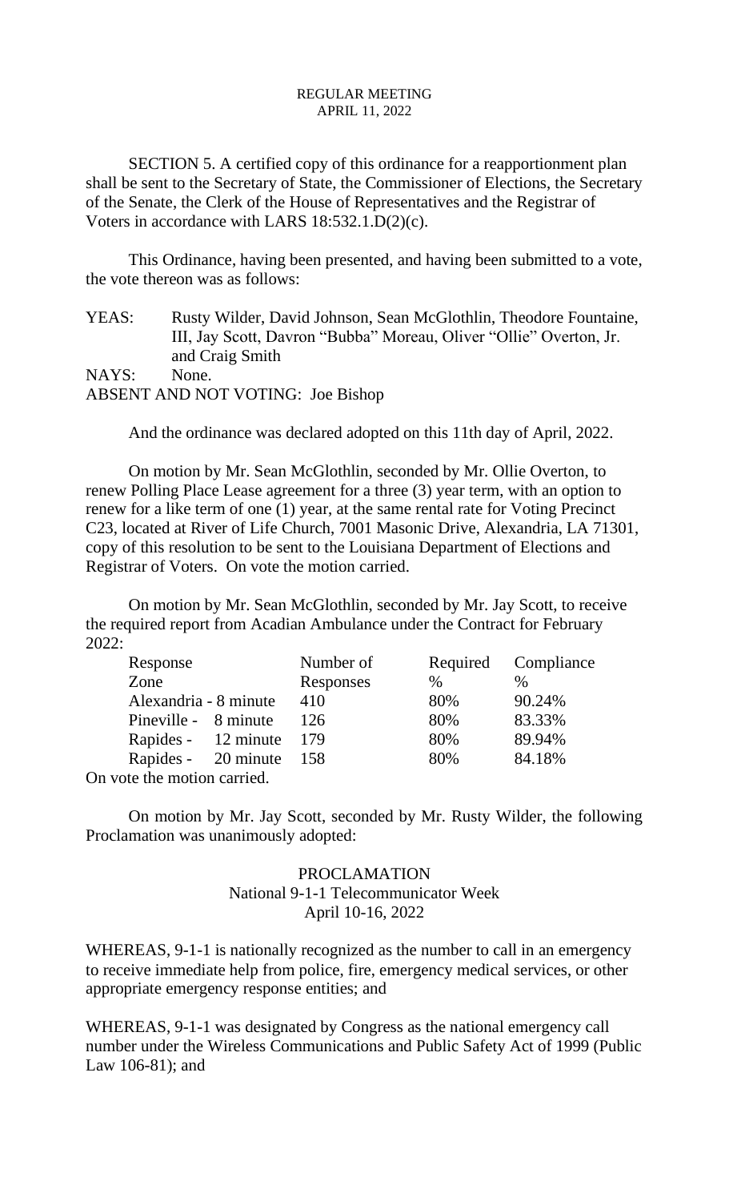SECTION 5. A certified copy of this ordinance for a reapportionment plan shall be sent to the Secretary of State, the Commissioner of Elections, the Secretary of the Senate, the Clerk of the House of Representatives and the Registrar of Voters in accordance with LARS 18:532.1.D(2)(c).

This Ordinance, having been presented, and having been submitted to a vote, the vote thereon was as follows:

YEAS: Rusty Wilder, David Johnson, Sean McGlothlin, Theodore Fountaine, III, Jay Scott, Davron "Bubba" Moreau, Oliver "Ollie" Overton, Jr. and Craig Smith

NAYS: None.

ABSENT AND NOT VOTING: Joe Bishop

And the ordinance was declared adopted on this 11th day of April, 2022.

On motion by Mr. Sean McGlothlin, seconded by Mr. Ollie Overton, to renew Polling Place Lease agreement for a three (3) year term, with an option to renew for a like term of one (1) year, at the same rental rate for Voting Precinct C23, located at River of Life Church, 7001 Masonic Drive, Alexandria, LA 71301, copy of this resolution to be sent to the Louisiana Department of Elections and Registrar of Voters. On vote the motion carried.

On motion by Mr. Sean McGlothlin, seconded by Mr. Jay Scott, to receive the required report from Acadian Ambulance under the Contract for February 2022:

| Response Zone | Number of Responses | Required % | Compliance % |
|---|---|---|---|
| Alexandria - 8 minute | 410 | 80% | 90.24% |
| Pineville - 8 minute | 126 | 80% | 83.33% |
| Rapides - 12 minute | 179 | 80% | 89.94% |
| Rapides - 20 minute | 158 | 80% | 84.18% |

On vote the motion carried.

On motion by Mr. Jay Scott, seconded by Mr. Rusty Wilder, the following Proclamation was unanimously adopted:

PROCLAMATION
National 9-1-1 Telecommunicator Week
April 10-16, 2022

WHEREAS, 9-1-1 is nationally recognized as the number to call in an emergency to receive immediate help from police, fire, emergency medical services, or other appropriate emergency response entities; and

WHEREAS, 9-1-1 was designated by Congress as the national emergency call number under the Wireless Communications and Public Safety Act of 1999 (Public Law 106-81); and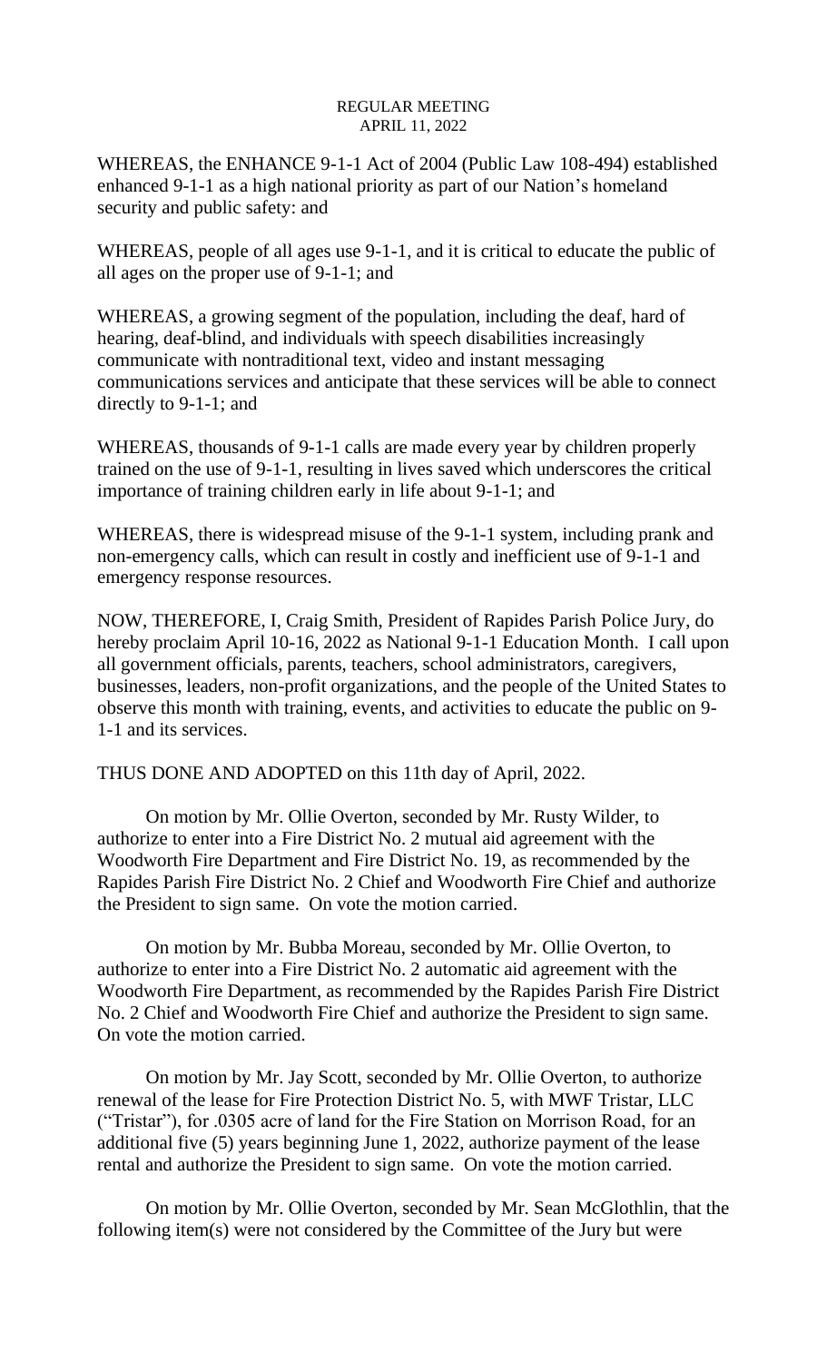REGULAR MEETING
APRIL 11, 2022

WHEREAS, the ENHANCE 9-1-1 Act of 2004 (Public Law 108-494) established enhanced 9-1-1 as a high national priority as part of our Nation's homeland security and public safety: and

WHEREAS, people of all ages use 9-1-1, and it is critical to educate the public of all ages on the proper use of 9-1-1; and

WHEREAS, a growing segment of the population, including the deaf, hard of hearing, deaf-blind, and individuals with speech disabilities increasingly communicate with nontraditional text, video and instant messaging communications services and anticipate that these services will be able to connect directly to 9-1-1; and

WHEREAS, thousands of 9-1-1 calls are made every year by children properly trained on the use of 9-1-1, resulting in lives saved which underscores the critical importance of training children early in life about 9-1-1; and

WHEREAS, there is widespread misuse of the 9-1-1 system, including prank and non-emergency calls, which can result in costly and inefficient use of 9-1-1 and emergency response resources.

NOW, THEREFORE, I, Craig Smith, President of Rapides Parish Police Jury, do hereby proclaim April 10-16, 2022 as National 9-1-1 Education Month. I call upon all government officials, parents, teachers, school administrators, caregivers, businesses, leaders, non-profit organizations, and the people of the United States to observe this month with training, events, and activities to educate the public on 9-1-1 and its services.

THUS DONE AND ADOPTED on this 11th day of April, 2022.

On motion by Mr. Ollie Overton, seconded by Mr. Rusty Wilder, to authorize to enter into a Fire District No. 2 mutual aid agreement with the Woodworth Fire Department and Fire District No. 19, as recommended by the Rapides Parish Fire District No. 2 Chief and Woodworth Fire Chief and authorize the President to sign same. On vote the motion carried.

On motion by Mr. Bubba Moreau, seconded by Mr. Ollie Overton, to authorize to enter into a Fire District No. 2 automatic aid agreement with the Woodworth Fire Department, as recommended by the Rapides Parish Fire District No. 2 Chief and Woodworth Fire Chief and authorize the President to sign same. On vote the motion carried.

On motion by Mr. Jay Scott, seconded by Mr. Ollie Overton, to authorize renewal of the lease for Fire Protection District No. 5, with MWF Tristar, LLC ("Tristar"), for .0305 acre of land for the Fire Station on Morrison Road, for an additional five (5) years beginning June 1, 2022, authorize payment of the lease rental and authorize the President to sign same. On vote the motion carried.

On motion by Mr. Ollie Overton, seconded by Mr. Sean McGlothlin, that the following item(s) were not considered by the Committee of the Jury but were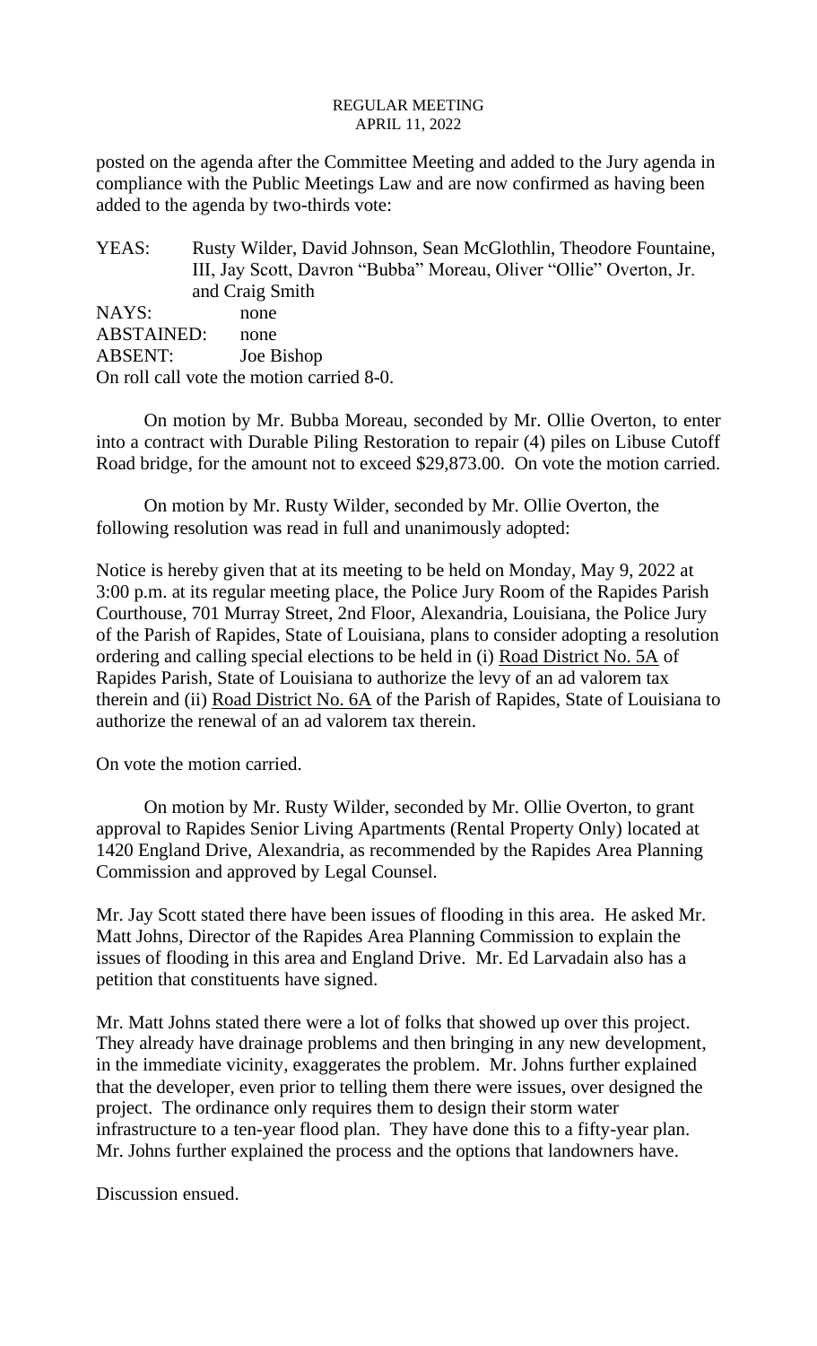posted on the agenda after the Committee Meeting and added to the Jury agenda in compliance with the Public Meetings Law and are now confirmed as having been added to the agenda by two-thirds vote:

| | |
|---|---|
| YEAS: | Rusty Wilder, David Johnson, Sean McGlothlin, Theodore Fountaine, III, Jay Scott, Davron "Bubba" Moreau, Oliver "Ollie" Overton, Jr. and Craig Smith |
| NAYS: | none |
| ABSTAINED: | none |
| ABSENT: | Joe Bishop |

On roll call vote the motion carried 8-0.

On motion by Mr. Bubba Moreau, seconded by Mr. Ollie Overton, to enter into a contract with Durable Piling Restoration to repair (4) piles on Libuse Cutoff Road bridge, for the amount not to exceed $29,873.00. On vote the motion carried.

On motion by Mr. Rusty Wilder, seconded by Mr. Ollie Overton, the following resolution was read in full and unanimously adopted:

Notice is hereby given that at its meeting to be held on Monday, May 9, 2022 at 3:00 p.m. at its regular meeting place, the Police Jury Room of the Rapides Parish Courthouse, 701 Murray Street, 2nd Floor, Alexandria, Louisiana, the Police Jury of the Parish of Rapides, State of Louisiana, plans to consider adopting a resolution ordering and calling special elections to be held in (i) Road District No. 5A of Rapides Parish, State of Louisiana to authorize the levy of an ad valorem tax therein and (ii) Road District No. 6A of the Parish of Rapides, State of Louisiana to authorize the renewal of an ad valorem tax therein.

On vote the motion carried.

On motion by Mr. Rusty Wilder, seconded by Mr. Ollie Overton, to grant approval to Rapides Senior Living Apartments (Rental Property Only) located at 1420 England Drive, Alexandria, as recommended by the Rapides Area Planning Commission and approved by Legal Counsel.

Mr. Jay Scott stated there have been issues of flooding in this area. He asked Mr. Matt Johns, Director of the Rapides Area Planning Commission to explain the issues of flooding in this area and England Drive. Mr. Ed Larvadain also has a petition that constituents have signed.

Mr. Matt Johns stated there were a lot of folks that showed up over this project. They already have drainage problems and then bringing in any new development, in the immediate vicinity, exaggerates the problem. Mr. Johns further explained that the developer, even prior to telling them there were issues, over designed the project. The ordinance only requires them to design their storm water infrastructure to a ten-year flood plan. They have done this to a fifty-year plan. Mr. Johns further explained the process and the options that landowners have.

Discussion ensued.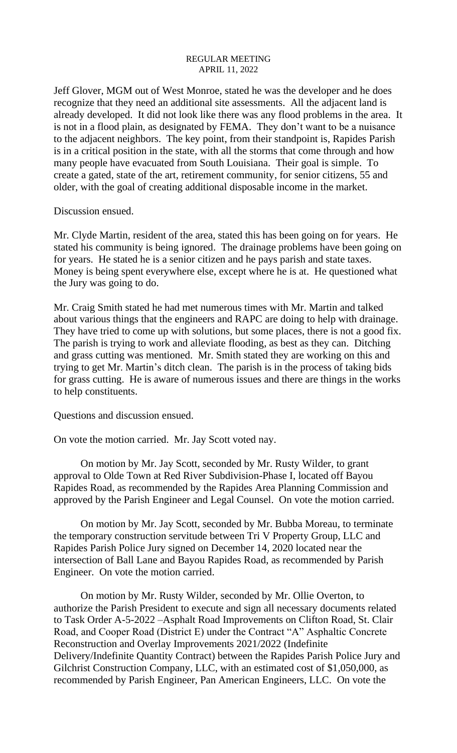REGULAR MEETING
APRIL 11, 2022

Jeff Glover, MGM out of West Monroe, stated he was the developer and he does recognize that they need an additional site assessments. All the adjacent land is already developed. It did not look like there was any flood problems in the area. It is not in a flood plain, as designated by FEMA. They don't want to be a nuisance to the adjacent neighbors. The key point, from their standpoint is, Rapides Parish is in a critical position in the state, with all the storms that come through and how many people have evacuated from South Louisiana. Their goal is simple. To create a gated, state of the art, retirement community, for senior citizens, 55 and older, with the goal of creating additional disposable income in the market.

Discussion ensued.

Mr. Clyde Martin, resident of the area, stated this has been going on for years. He stated his community is being ignored. The drainage problems have been going on for years. He stated he is a senior citizen and he pays parish and state taxes. Money is being spent everywhere else, except where he is at. He questioned what the Jury was going to do.

Mr. Craig Smith stated he had met numerous times with Mr. Martin and talked about various things that the engineers and RAPC are doing to help with drainage. They have tried to come up with solutions, but some places, there is not a good fix. The parish is trying to work and alleviate flooding, as best as they can. Ditching and grass cutting was mentioned. Mr. Smith stated they are working on this and trying to get Mr. Martin's ditch clean. The parish is in the process of taking bids for grass cutting. He is aware of numerous issues and there are things in the works to help constituents.

Questions and discussion ensued.

On vote the motion carried. Mr. Jay Scott voted nay.

On motion by Mr. Jay Scott, seconded by Mr. Rusty Wilder, to grant approval to Olde Town at Red River Subdivision-Phase I, located off Bayou Rapides Road, as recommended by the Rapides Area Planning Commission and approved by the Parish Engineer and Legal Counsel. On vote the motion carried.

On motion by Mr. Jay Scott, seconded by Mr. Bubba Moreau, to terminate the temporary construction servitude between Tri V Property Group, LLC and Rapides Parish Police Jury signed on December 14, 2020 located near the intersection of Ball Lane and Bayou Rapides Road, as recommended by Parish Engineer. On vote the motion carried.

On motion by Mr. Rusty Wilder, seconded by Mr. Ollie Overton, to authorize the Parish President to execute and sign all necessary documents related to Task Order A-5-2022 –Asphalt Road Improvements on Clifton Road, St. Clair Road, and Cooper Road (District E) under the Contract "A" Asphaltic Concrete Reconstruction and Overlay Improvements 2021/2022 (Indefinite Delivery/Indefinite Quantity Contract) between the Rapides Parish Police Jury and Gilchrist Construction Company, LLC, with an estimated cost of $1,050,000, as recommended by Parish Engineer, Pan American Engineers, LLC. On vote the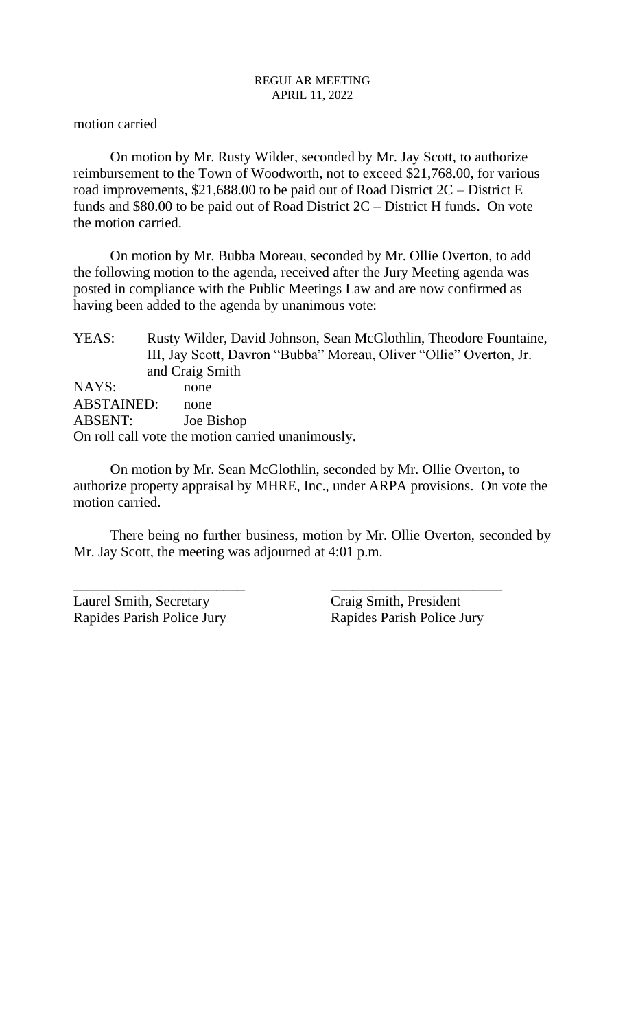motion carried

On motion by Mr. Rusty Wilder, seconded by Mr. Jay Scott, to authorize reimbursement to the Town of Woodworth, not to exceed $21,768.00, for various road improvements, $21,688.00 to be paid out of Road District 2C – District E funds and $80.00 to be paid out of Road District 2C – District H funds. On vote the motion carried.

On motion by Mr. Bubba Moreau, seconded by Mr. Ollie Overton, to add the following motion to the agenda, received after the Jury Meeting agenda was posted in compliance with the Public Meetings Law and are now confirmed as having been added to the agenda by unanimous vote:

| | |
|---|---|
| YEAS: | Rusty Wilder, David Johnson, Sean McGlothlin, Theodore Fountaine, III, Jay Scott, Davron "Bubba" Moreau, Oliver "Ollie" Overton, Jr. and Craig Smith |
| NAYS: | none |
| ABSTAINED: | none |
| ABSENT: | Joe Bishop |

On roll call vote the motion carried unanimously.

On motion by Mr. Sean McGlothlin, seconded by Mr. Ollie Overton, to authorize property appraisal by MHRE, Inc., under ARPA provisions. On vote the motion carried.

There being no further business, motion by Mr. Ollie Overton, seconded by Mr. Jay Scott, the meeting was adjourned at 4:01 p.m.

\_\_\_\_\_\_\_\_\_\_\_\_\_\_\_\_\_\_\_\_\_\_\_\_
Laurel Smith, Secretary
Rapides Parish Police Jury

\_\_\_\_\_\_\_\_\_\_\_\_\_\_\_\_\_\_\_\_\_\_\_\_
Craig Smith, President
Rapides Parish Police Jury